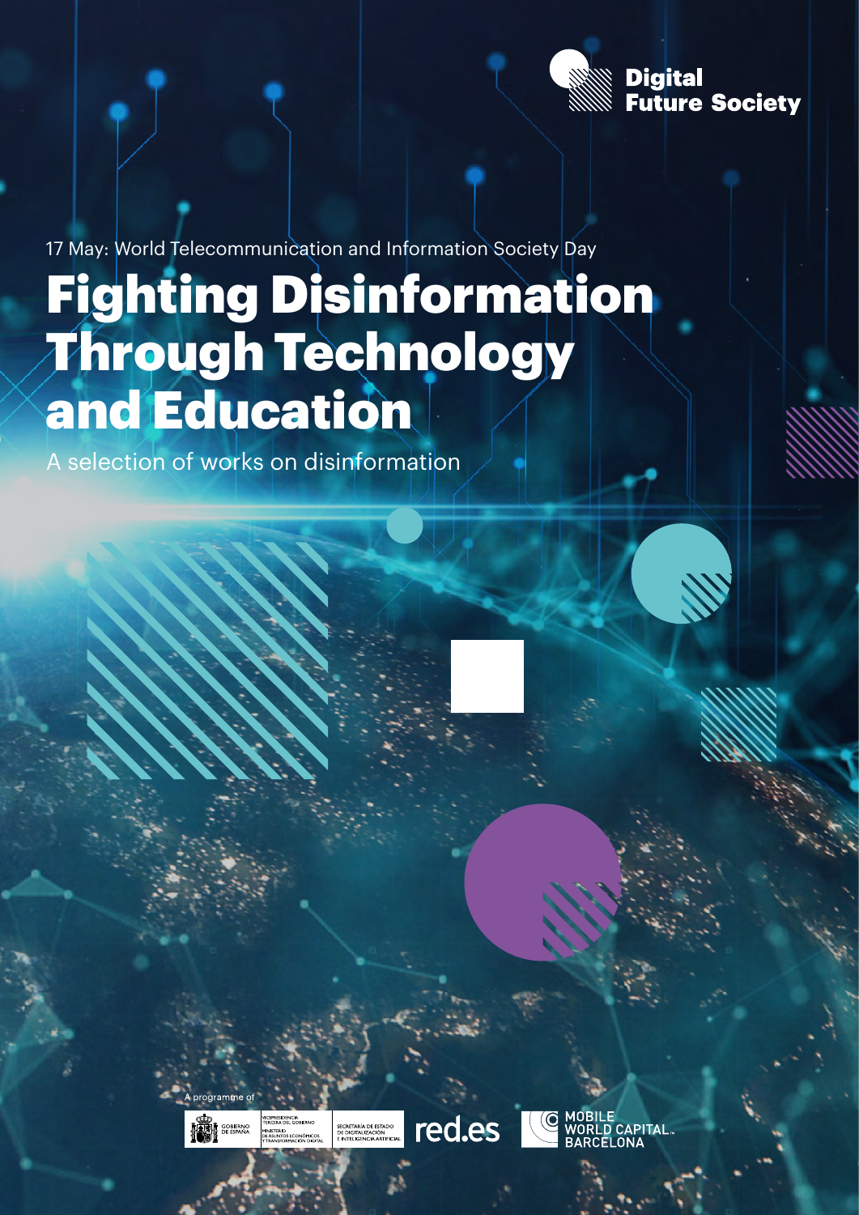Digital Future Society

17 May: World Telecommunication and Information Society Day

# Fighting Disinformation Through Technology and Education

A selection of works on disinformation

A programme of

GOBIERNO DE ESPAÑA | VICEPRESIDENCIA TERCERA DEL GOBIERNO MINISTERIO DE ASUNTOS ECONÓMICOS Y TRANSFORMACIÓN DIGITAL | SECRETARÍA DE ESTADO DE DIGITALIZACIÓN E INTELIGENCIA ARTIFICIAL | red.es | MOBILE WORLD CAPITAL BARCELONA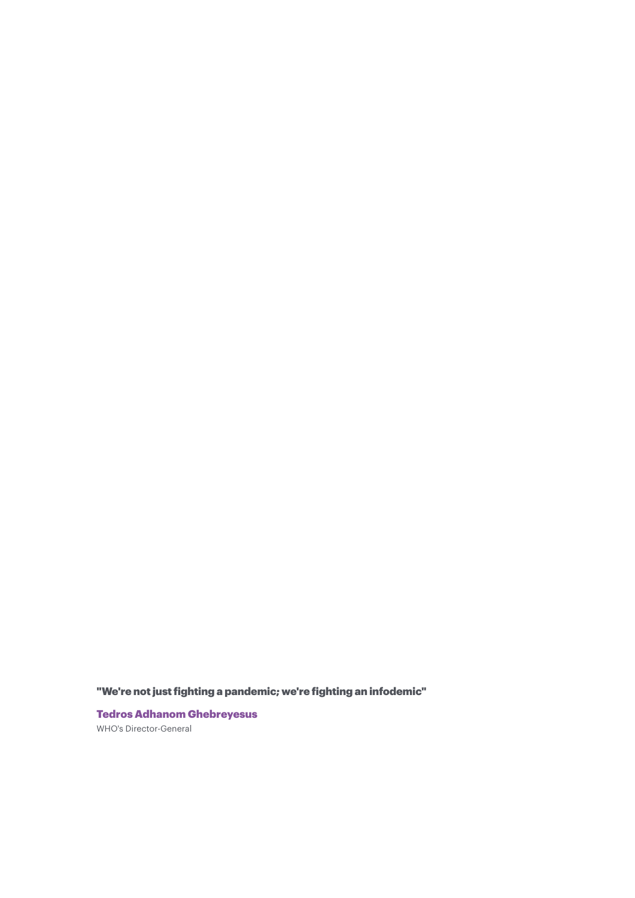**"We're not just fighting a pandemic; we're fighting an infodemic"**

**Tedros Adhanom Ghebreyesus**

WHO's Director-General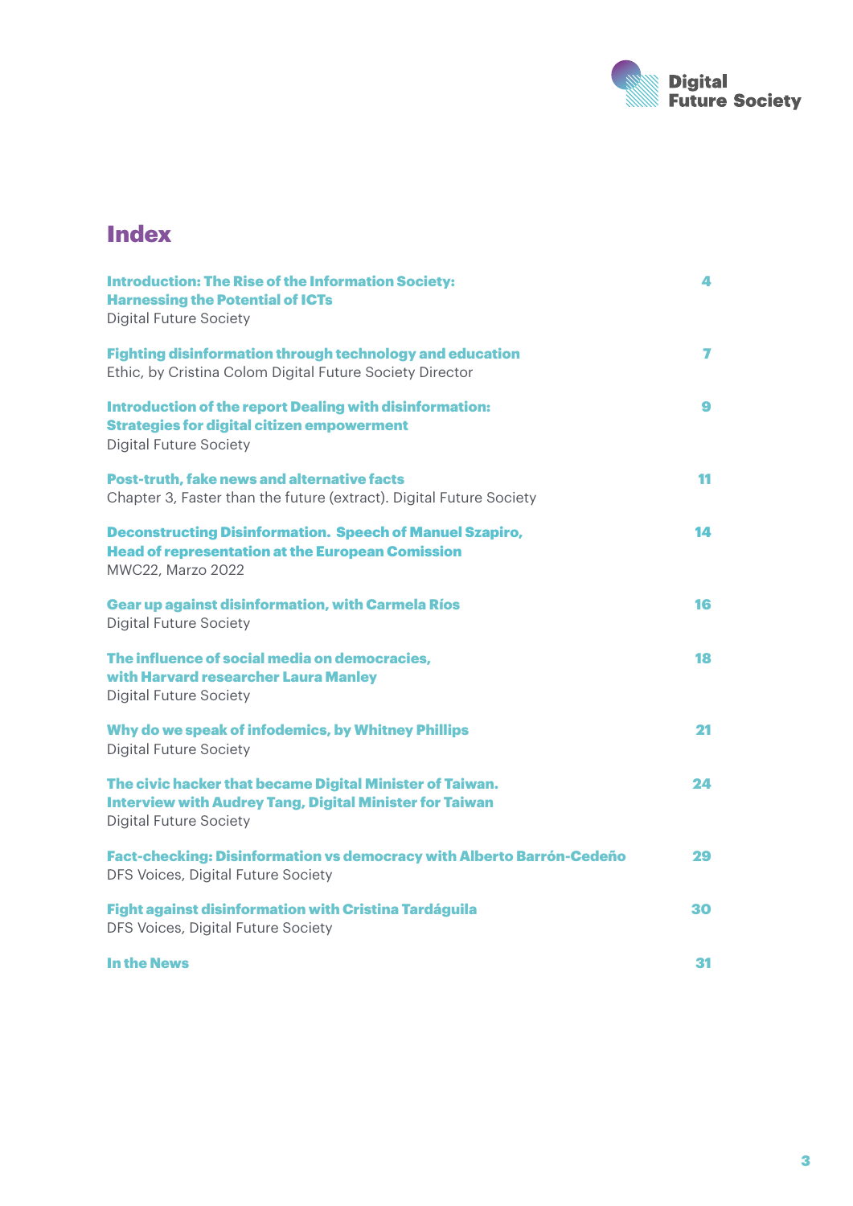# Index

| | |
|---|---|
| **Introduction: The Rise of the Information Society: Harnessing the Potential of ICTs**<br>Digital Future Society | 4 |
| **Fighting disinformation through technology and education**<br>Ethic, by Cristina Colom Digital Future Society Director | 7 |
| **Introduction of the report Dealing with disinformation: Strategies for digital citizen empowerment**<br>Digital Future Society | 9 |
| **Post-truth, fake news and alternative facts**<br>Chapter 3, Faster than the future (extract). Digital Future Society | 11 |
| **Deconstructing Disinformation. Speech of Manuel Szapiro, Head of representation at the European Comission**<br>MWC22, Marzo 2022 | 14 |
| **Gear up against disinformation, with Carmela Ríos**<br>Digital Future Society | 16 |
| **The influence of social media on democracies, with Harvard researcher Laura Manley**<br>Digital Future Society | 18 |
| **Why do we speak of infodemics, by Whitney Phillips**<br>Digital Future Society | 21 |
| **The civic hacker that became Digital Minister of Taiwan. Interview with Audrey Tang, Digital Minister for Taiwan**<br>Digital Future Society | 24 |
| **Fact-checking: Disinformation vs democracy with Alberto Barrón-Cedeño**<br>DFS Voices, Digital Future Society | 29 |
| **Fight against disinformation with Cristina Tardáguila**<br>DFS Voices, Digital Future Society | 30 |
| **In the News** | 31 |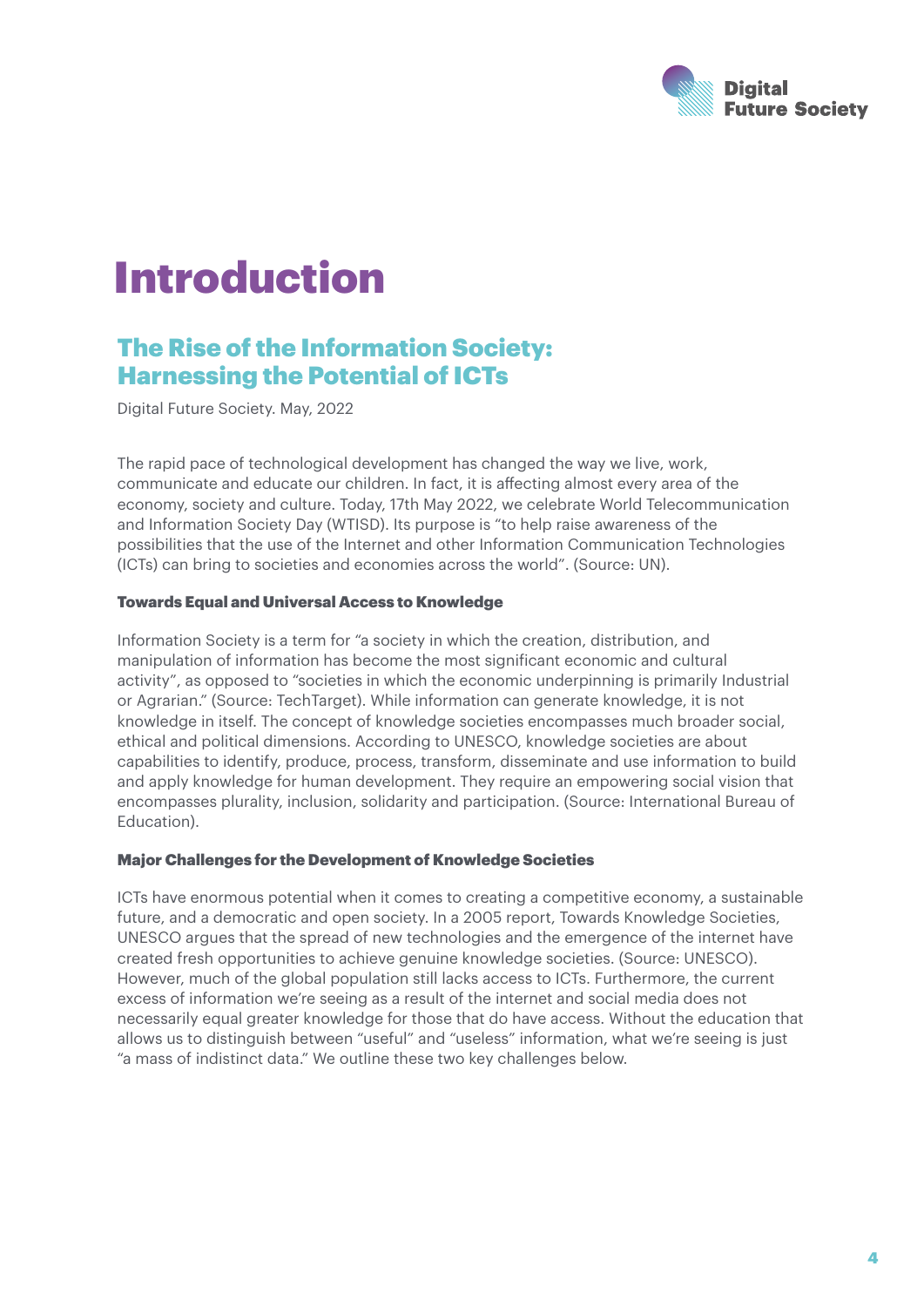# Introduction

## The Rise of the Information Society: Harnessing the Potential of ICTs

Digital Future Society. May, 2022

The rapid pace of technological development has changed the way we live, work, communicate and educate our children. In fact, it is affecting almost every area of the economy, society and culture. Today, 17th May 2022, we celebrate World Telecommunication and Information Society Day (WTISD). Its purpose is "to help raise awareness of the possibilities that the use of the Internet and other Information Communication Technologies (ICTs) can bring to societies and economies across the world". (Source: UN).

#### Towards Equal and Universal Access to Knowledge

Information Society is a term for "a society in which the creation, distribution, and manipulation of information has become the most significant economic and cultural activity", as opposed to "societies in which the economic underpinning is primarily Industrial or Agrarian." (Source: TechTarget). While information can generate knowledge, it is not knowledge in itself. The concept of knowledge societies encompasses much broader social, ethical and political dimensions. According to UNESCO, knowledge societies are about capabilities to identify, produce, process, transform, disseminate and use information to build and apply knowledge for human development. They require an empowering social vision that encompasses plurality, inclusion, solidarity and participation. (Source: International Bureau of Education).

#### Major Challenges for the Development of Knowledge Societies

ICTs have enormous potential when it comes to creating a competitive economy, a sustainable future, and a democratic and open society. In a 2005 report, Towards Knowledge Societies, UNESCO argues that the spread of new technologies and the emergence of the internet have created fresh opportunities to achieve genuine knowledge societies. (Source: UNESCO). However, much of the global population still lacks access to ICTs. Furthermore, the current excess of information we're seeing as a result of the internet and social media does not necessarily equal greater knowledge for those that do have access. Without the education that allows us to distinguish between "useful" and "useless" information, what we're seeing is just "a mass of indistinct data." We outline these two key challenges below.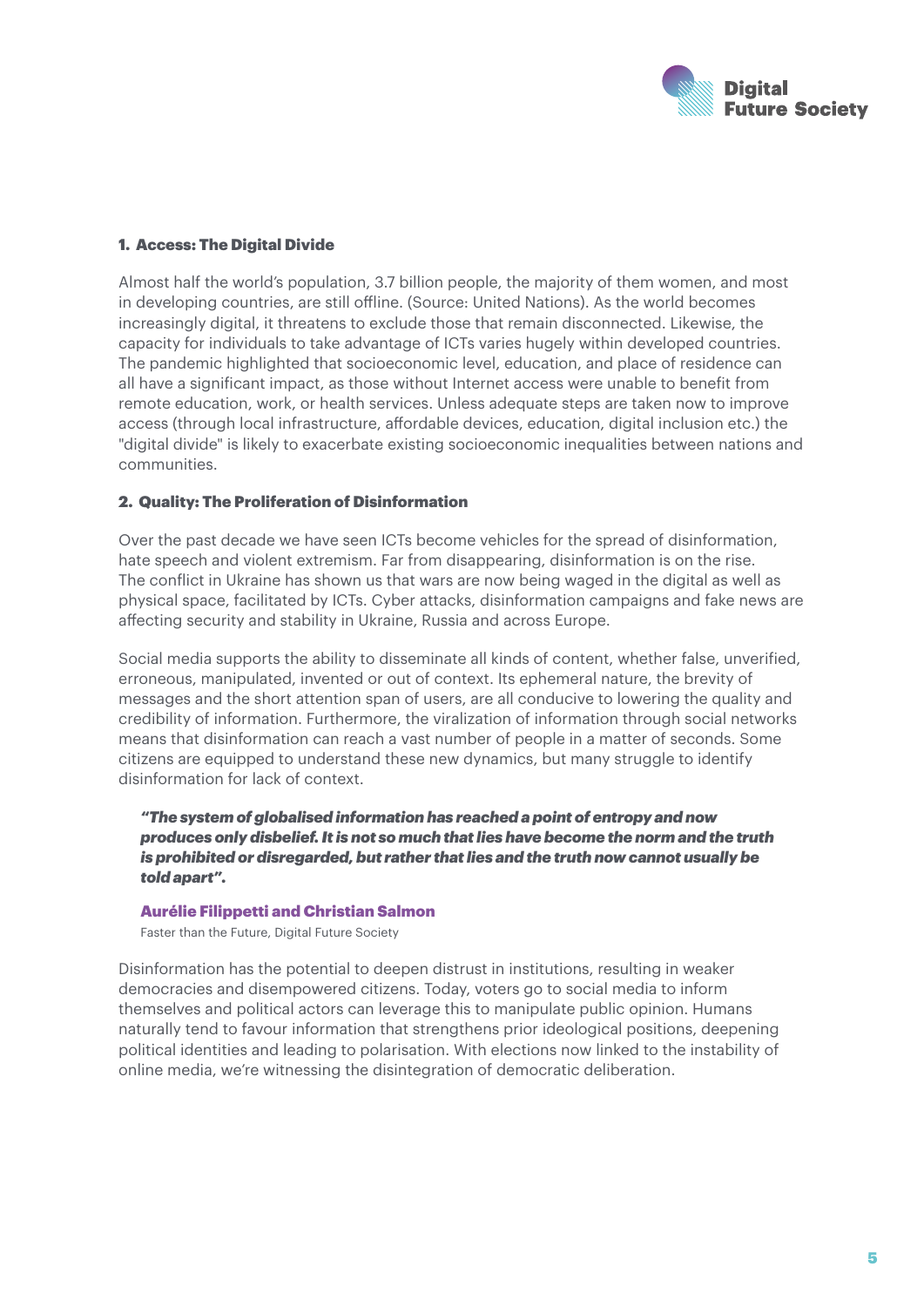### 1. Access: The Digital Divide

Almost half the world's population, 3.7 billion people, the majority of them women, and most in developing countries, are still offline. (Source: United Nations). As the world becomes increasingly digital, it threatens to exclude those that remain disconnected. Likewise, the capacity for individuals to take advantage of ICTs varies hugely within developed countries. The pandemic highlighted that socioeconomic level, education, and place of residence can all have a significant impact, as those without Internet access were unable to benefit from remote education, work, or health services. Unless adequate steps are taken now to improve access (through local infrastructure, affordable devices, education, digital inclusion etc.) the "digital divide" is likely to exacerbate existing socioeconomic inequalities between nations and communities.

### 2. Quality: The Proliferation of Disinformation

Over the past decade we have seen ICTs become vehicles for the spread of disinformation, hate speech and violent extremism. Far from disappearing, disinformation is on the rise. The conflict in Ukraine has shown us that wars are now being waged in the digital as well as physical space, facilitated by ICTs. Cyber attacks, disinformation campaigns and fake news are affecting security and stability in Ukraine, Russia and across Europe.

Social media supports the ability to disseminate all kinds of content, whether false, unverified, erroneous, manipulated, invented or out of context. Its ephemeral nature, the brevity of messages and the short attention span of users, are all conducive to lowering the quality and credibility of information. Furthermore, the viralization of information through social networks means that disinformation can reach a vast number of people in a matter of seconds. Some citizens are equipped to understand these new dynamics, but many struggle to identify disinformation for lack of context.

> ***"The system of globalised information has reached a point of entropy and now produces only disbelief. It is not so much that lies have become the norm and the truth is prohibited or disregarded, but rather that lies and the truth now cannot usually be told apart".***
>
> **Aurélie Filippetti and Christian Salmon**
>
> Faster than the Future, Digital Future Society

Disinformation has the potential to deepen distrust in institutions, resulting in weaker democracies and disempowered citizens. Today, voters go to social media to inform themselves and political actors can leverage this to manipulate public opinion. Humans naturally tend to favour information that strengthens prior ideological positions, deepening political identities and leading to polarisation. With elections now linked to the instability of online media, we're witnessing the disintegration of democratic deliberation.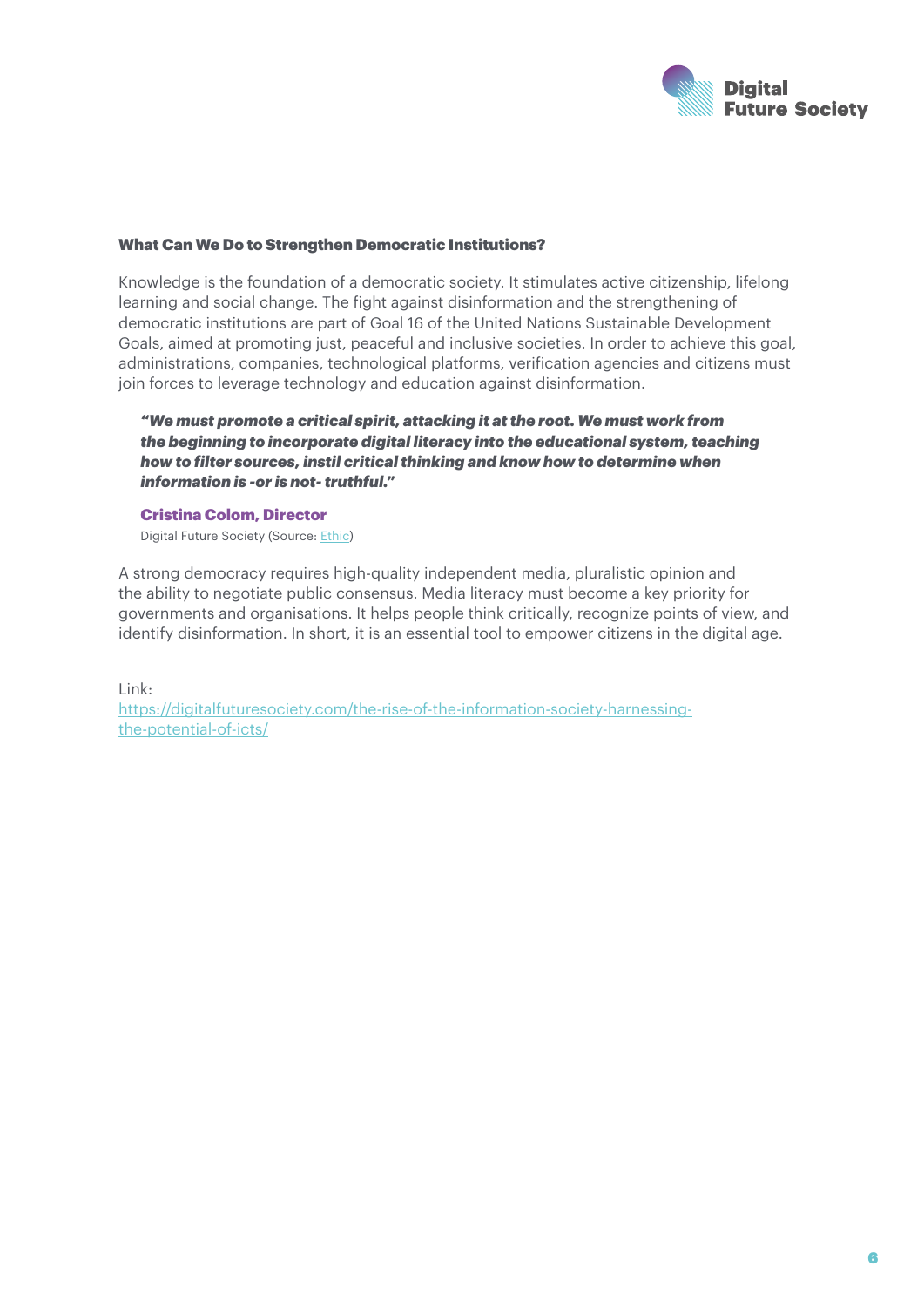### What Can We Do to Strengthen Democratic Institutions?

Knowledge is the foundation of a democratic society. It stimulates active citizenship, lifelong learning and social change. The fight against disinformation and the strengthening of democratic institutions are part of Goal 16 of the United Nations Sustainable Development Goals, aimed at promoting just, peaceful and inclusive societies. In order to achieve this goal, administrations, companies, technological platforms, verification agencies and citizens must join forces to leverage technology and education against disinformation.

> ***"We must promote a critical spirit, attacking it at the root. We must work from the beginning to incorporate digital literacy into the educational system, teaching how to filter sources, instil critical thinking and know how to determine when information is -or is not- truthful."***
>
> **Cristina Colom, Director**
>
> Digital Future Society (Source: [Ethic](Ethic))

A strong democracy requires high-quality independent media, pluralistic opinion and the ability to negotiate public consensus. Media literacy must become a key priority for governments and organisations. It helps people think critically, recognize points of view, and identify disinformation. In short, it is an essential tool to empower citizens in the digital age.

Link:
[https://digitalfuturesociety.com/the-rise-of-the-information-society-harnessing-the-potential-of-icts/](https://digitalfuturesociety.com/the-rise-of-the-information-society-harnessing-the-potential-of-icts/)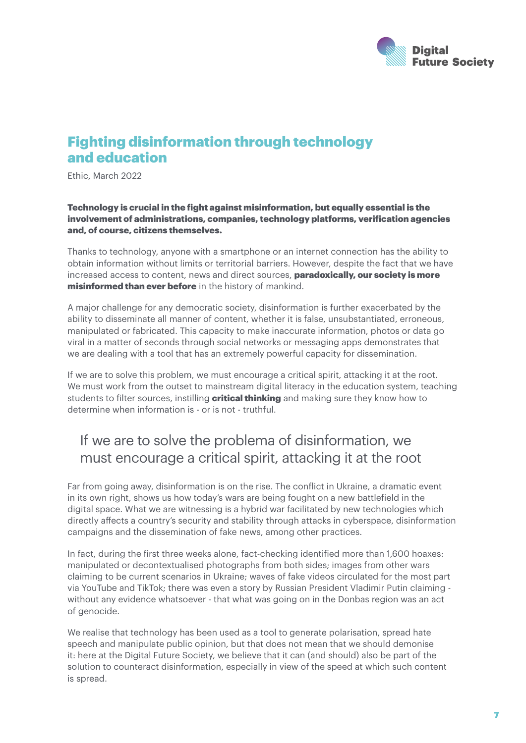## Fighting disinformation through technology and education

Ethic, March 2022

**Technology is crucial in the fight against misinformation, but equally essential is the involvement of administrations, companies, technology platforms, verification agencies and, of course, citizens themselves.**

Thanks to technology, anyone with a smartphone or an internet connection has the ability to obtain information without limits or territorial barriers. However, despite the fact that we have increased access to content, news and direct sources, **paradoxically, our society is more misinformed than ever before** in the history of mankind.

A major challenge for any democratic society, disinformation is further exacerbated by the ability to disseminate all manner of content, whether it is false, unsubstantiated, erroneous, manipulated or fabricated. This capacity to make inaccurate information, photos or data go viral in a matter of seconds through social networks or messaging apps demonstrates that we are dealing with a tool that has an extremely powerful capacity for dissemination.

If we are to solve this problem, we must encourage a critical spirit, attacking it at the root. We must work from the outset to mainstream digital literacy in the education system, teaching students to filter sources, instilling **critical thinking** and making sure they know how to determine when information is - or is not - truthful.

> If we are to solve the problema of disinformation, we must encourage a critical spirit, attacking it at the root

Far from going away, disinformation is on the rise. The conflict in Ukraine, a dramatic event in its own right, shows us how today's wars are being fought on a new battlefield in the digital space. What we are witnessing is a hybrid war facilitated by new technologies which directly affects a country's security and stability through attacks in cyberspace, disinformation campaigns and the dissemination of fake news, among other practices.

In fact, during the first three weeks alone, fact-checking identified more than 1,600 hoaxes: manipulated or decontextualised photographs from both sides; images from other wars claiming to be current scenarios in Ukraine; waves of fake videos circulated for the most part via YouTube and TikTok; there was even a story by Russian President Vladimir Putin claiming - without any evidence whatsoever - that what was going on in the Donbas region was an act of genocide.

We realise that technology has been used as a tool to generate polarisation, spread hate speech and manipulate public opinion, but that does not mean that we should demonise it: here at the Digital Future Society, we believe that it can (and should) also be part of the solution to counteract disinformation, especially in view of the speed at which such content is spread.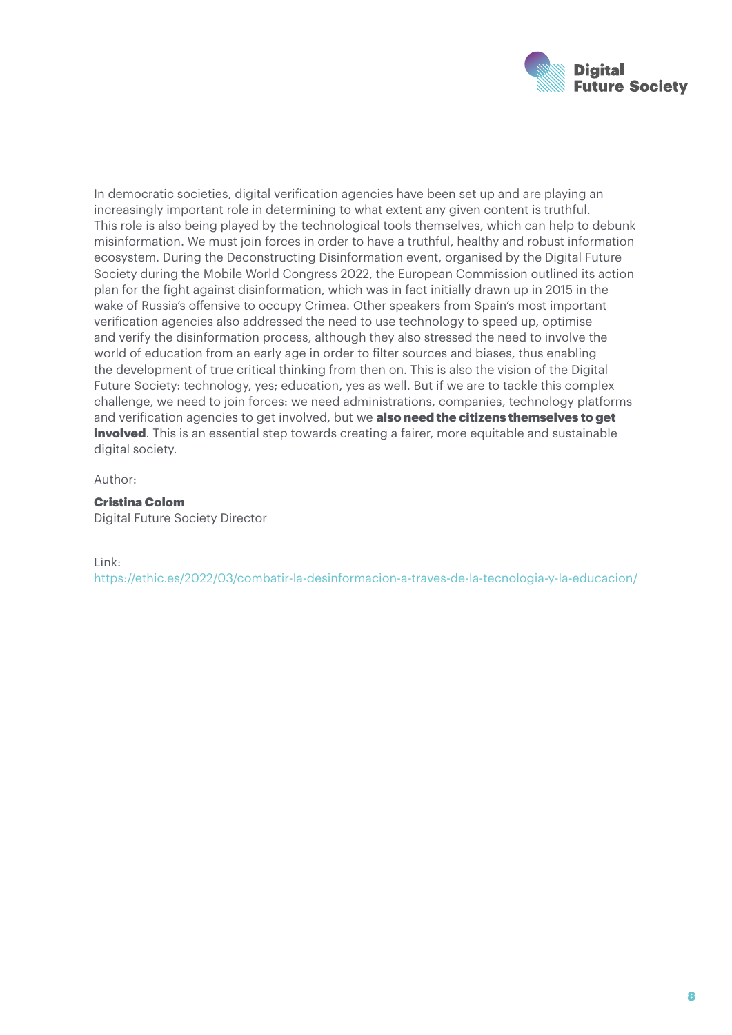In democratic societies, digital verification agencies have been set up and are playing an increasingly important role in determining to what extent any given content is truthful. This role is also being played by the technological tools themselves, which can help to debunk misinformation. We must join forces in order to have a truthful, healthy and robust information ecosystem. During the Deconstructing Disinformation event, organised by the Digital Future Society during the Mobile World Congress 2022, the European Commission outlined its action plan for the fight against disinformation, which was in fact initially drawn up in 2015 in the wake of Russia's offensive to occupy Crimea. Other speakers from Spain's most important verification agencies also addressed the need to use technology to speed up, optimise and verify the disinformation process, although they also stressed the need to involve the world of education from an early age in order to filter sources and biases, thus enabling the development of true critical thinking from then on. This is also the vision of the Digital Future Society: technology, yes; education, yes as well. But if we are to tackle this complex challenge, we need to join forces: we need administrations, companies, technology platforms and verification agencies to get involved, but we **also need the citizens themselves to get involved**. This is an essential step towards creating a fairer, more equitable and sustainable digital society.

Author:

**Cristina Colom**
Digital Future Society Director

Link:
https://ethic.es/2022/03/combatir-la-desinformacion-a-traves-de-la-tecnologia-y-la-educacion/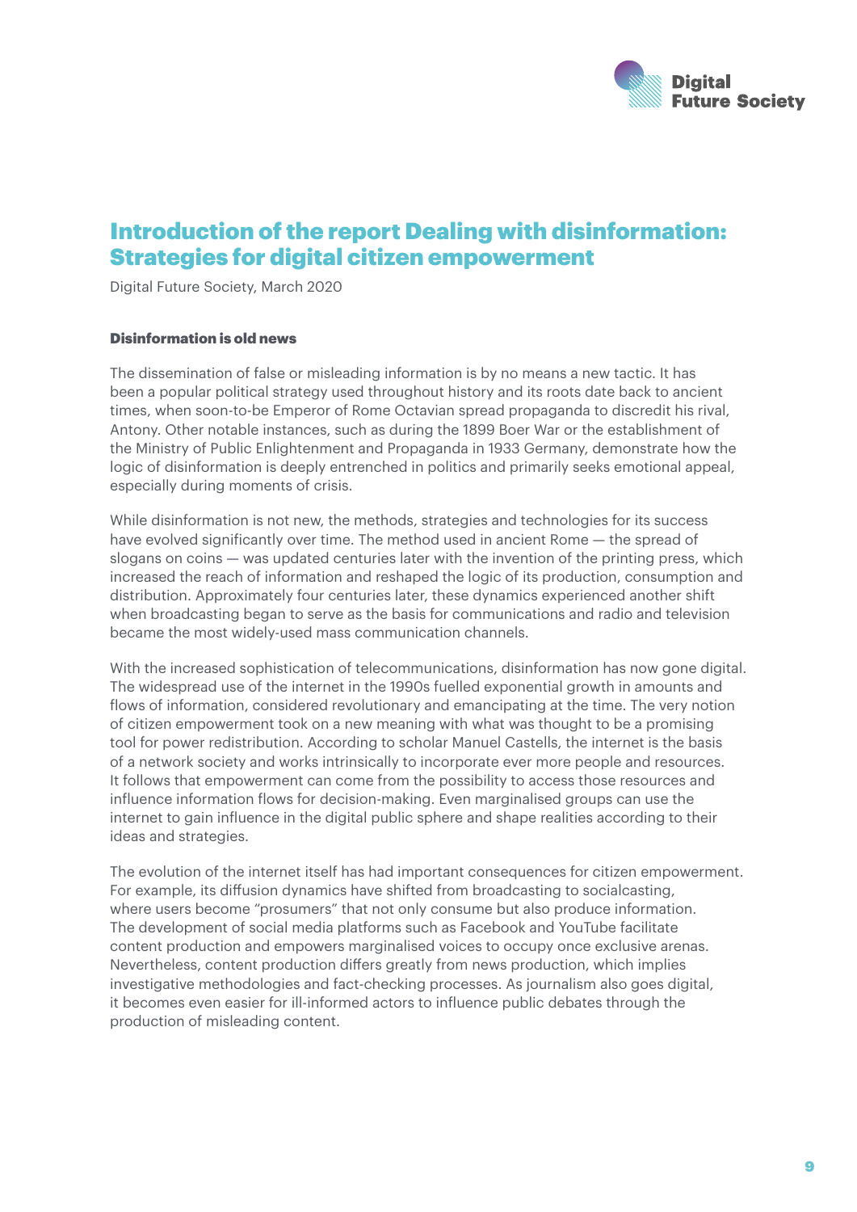# Introduction of the report Dealing with disinformation: Strategies for digital citizen empowerment

Digital Future Society, March 2020

### Disinformation is old news

The dissemination of false or misleading information is by no means a new tactic. It has been a popular political strategy used throughout history and its roots date back to ancient times, when soon-to-be Emperor of Rome Octavian spread propaganda to discredit his rival, Antony. Other notable instances, such as during the 1899 Boer War or the establishment of the Ministry of Public Enlightenment and Propaganda in 1933 Germany, demonstrate how the logic of disinformation is deeply entrenched in politics and primarily seeks emotional appeal, especially during moments of crisis.

While disinformation is not new, the methods, strategies and technologies for its success have evolved significantly over time. The method used in ancient Rome — the spread of slogans on coins — was updated centuries later with the invention of the printing press, which increased the reach of information and reshaped the logic of its production, consumption and distribution. Approximately four centuries later, these dynamics experienced another shift when broadcasting began to serve as the basis for communications and radio and television became the most widely-used mass communication channels.

With the increased sophistication of telecommunications, disinformation has now gone digital. The widespread use of the internet in the 1990s fuelled exponential growth in amounts and flows of information, considered revolutionary and emancipating at the time. The very notion of citizen empowerment took on a new meaning with what was thought to be a promising tool for power redistribution. According to scholar Manuel Castells, the internet is the basis of a network society and works intrinsically to incorporate ever more people and resources. It follows that empowerment can come from the possibility to access those resources and influence information flows for decision-making. Even marginalised groups can use the internet to gain influence in the digital public sphere and shape realities according to their ideas and strategies.

The evolution of the internet itself has had important consequences for citizen empowerment. For example, its diffusion dynamics have shifted from broadcasting to socialcasting, where users become "prosumers" that not only consume but also produce information. The development of social media platforms such as Facebook and YouTube facilitate content production and empowers marginalised voices to occupy once exclusive arenas. Nevertheless, content production differs greatly from news production, which implies investigative methodologies and fact-checking processes. As journalism also goes digital, it becomes even easier for ill-informed actors to influence public debates through the production of misleading content.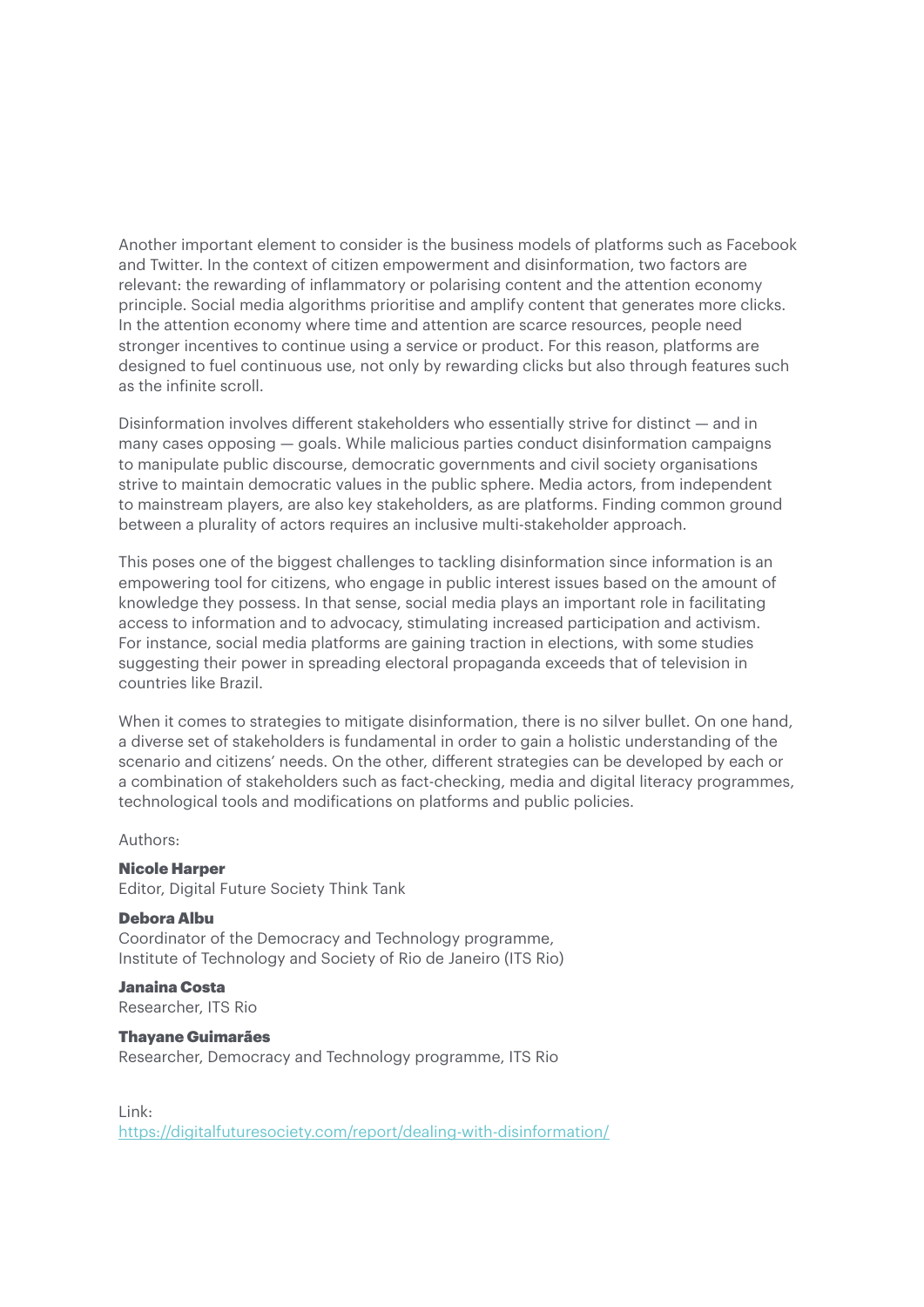Another important element to consider is the business models of platforms such as Facebook and Twitter. In the context of citizen empowerment and disinformation, two factors are relevant: the rewarding of inflammatory or polarising content and the attention economy principle. Social media algorithms prioritise and amplify content that generates more clicks. In the attention economy where time and attention are scarce resources, people need stronger incentives to continue using a service or product. For this reason, platforms are designed to fuel continuous use, not only by rewarding clicks but also through features such as the infinite scroll.

Disinformation involves different stakeholders who essentially strive for distinct — and in many cases opposing — goals. While malicious parties conduct disinformation campaigns to manipulate public discourse, democratic governments and civil society organisations strive to maintain democratic values in the public sphere. Media actors, from independent to mainstream players, are also key stakeholders, as are platforms. Finding common ground between a plurality of actors requires an inclusive multi-stakeholder approach.

This poses one of the biggest challenges to tackling disinformation since information is an empowering tool for citizens, who engage in public interest issues based on the amount of knowledge they possess. In that sense, social media plays an important role in facilitating access to information and to advocacy, stimulating increased participation and activism. For instance, social media platforms are gaining traction in elections, with some studies suggesting their power in spreading electoral propaganda exceeds that of television in countries like Brazil.

When it comes to strategies to mitigate disinformation, there is no silver bullet. On one hand, a diverse set of stakeholders is fundamental in order to gain a holistic understanding of the scenario and citizens' needs. On the other, different strategies can be developed by each or a combination of stakeholders such as fact-checking, media and digital literacy programmes, technological tools and modifications on platforms and public policies.

Authors:

**Nicole Harper**
Editor, Digital Future Society Think Tank

**Debora Albu**
Coordinator of the Democracy and Technology programme,
Institute of Technology and Society of Rio de Janeiro (ITS Rio)

**Janaina Costa**
Researcher, ITS Rio

**Thayane Guimarães**
Researcher, Democracy and Technology programme, ITS Rio

Link:
https://digitalfuturesociety.com/report/dealing-with-disinformation/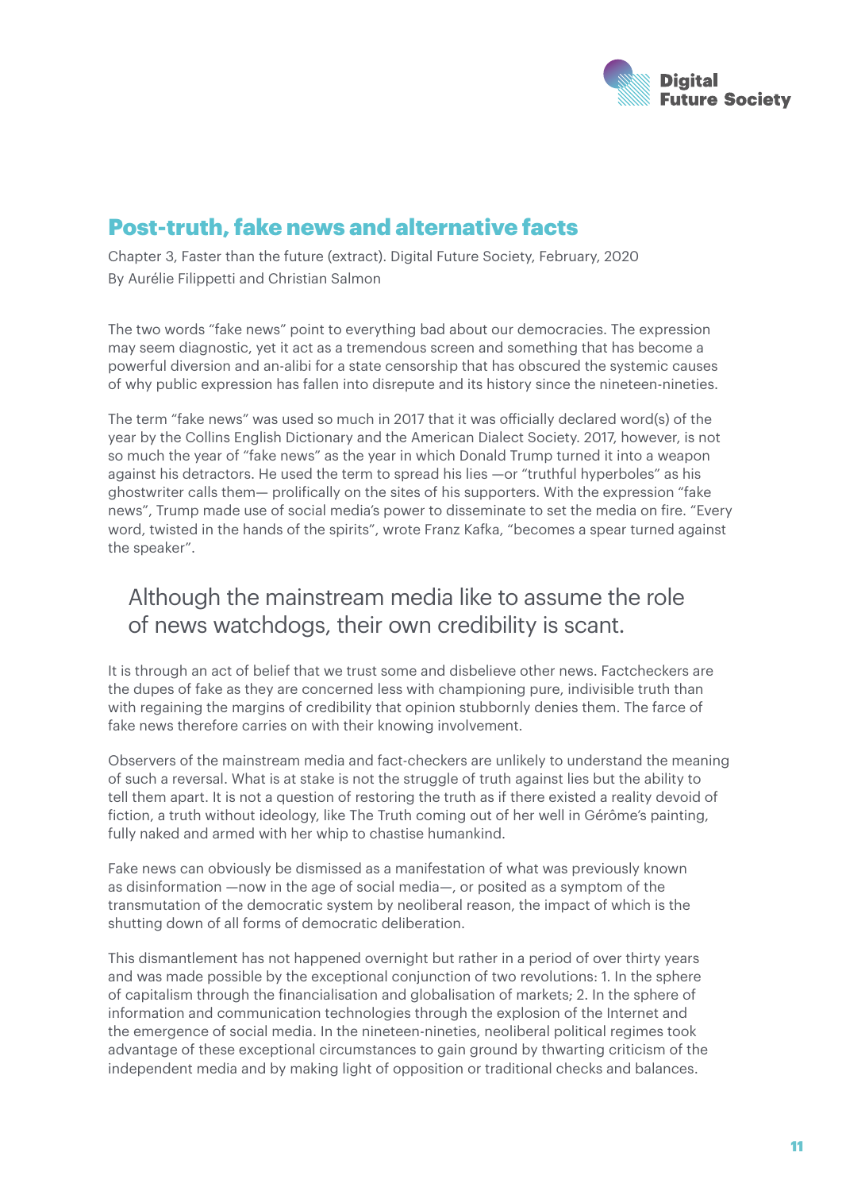## Post-truth, fake news and alternative facts

Chapter 3, Faster than the future (extract). Digital Future Society, February, 2020
By Aurélie Filippetti and Christian Salmon

The two words "fake news" point to everything bad about our democracies. The expression may seem diagnostic, yet it act as a tremendous screen and something that has become a powerful diversion and an-alibi for a state censorship that has obscured the systemic causes of why public expression has fallen into disrepute and its history since the nineteen-nineties.

The term "fake news" was used so much in 2017 that it was officially declared word(s) of the year by the Collins English Dictionary and the American Dialect Society. 2017, however, is not so much the year of "fake news" as the year in which Donald Trump turned it into a weapon against his detractors. He used the term to spread his lies —or "truthful hyperboles" as his ghostwriter calls them— prolifically on the sites of his supporters. With the expression "fake news", Trump made use of social media's power to disseminate to set the media on fire. "Every word, twisted in the hands of the spirits", wrote Franz Kafka, "becomes a spear turned against the speaker".

> Although the mainstream media like to assume the role of news watchdogs, their own credibility is scant.

It is through an act of belief that we trust some and disbelieve other news. Factcheckers are the dupes of fake as they are concerned less with championing pure, indivisible truth than with regaining the margins of credibility that opinion stubbornly denies them. The farce of fake news therefore carries on with their knowing involvement.

Observers of the mainstream media and fact-checkers are unlikely to understand the meaning of such a reversal. What is at stake is not the struggle of truth against lies but the ability to tell them apart. It is not a question of restoring the truth as if there existed a reality devoid of fiction, a truth without ideology, like The Truth coming out of her well in Gérôme's painting, fully naked and armed with her whip to chastise humankind.

Fake news can obviously be dismissed as a manifestation of what was previously known as disinformation —now in the age of social media—, or posited as a symptom of the transmutation of the democratic system by neoliberal reason, the impact of which is the shutting down of all forms of democratic deliberation.

This dismantlement has not happened overnight but rather in a period of over thirty years and was made possible by the exceptional conjunction of two revolutions: 1. In the sphere of capitalism through the financialisation and globalisation of markets; 2. In the sphere of information and communication technologies through the explosion of the Internet and the emergence of social media. In the nineteen-nineties, neoliberal political regimes took advantage of these exceptional circumstances to gain ground by thwarting criticism of the independent media and by making light of opposition or traditional checks and balances.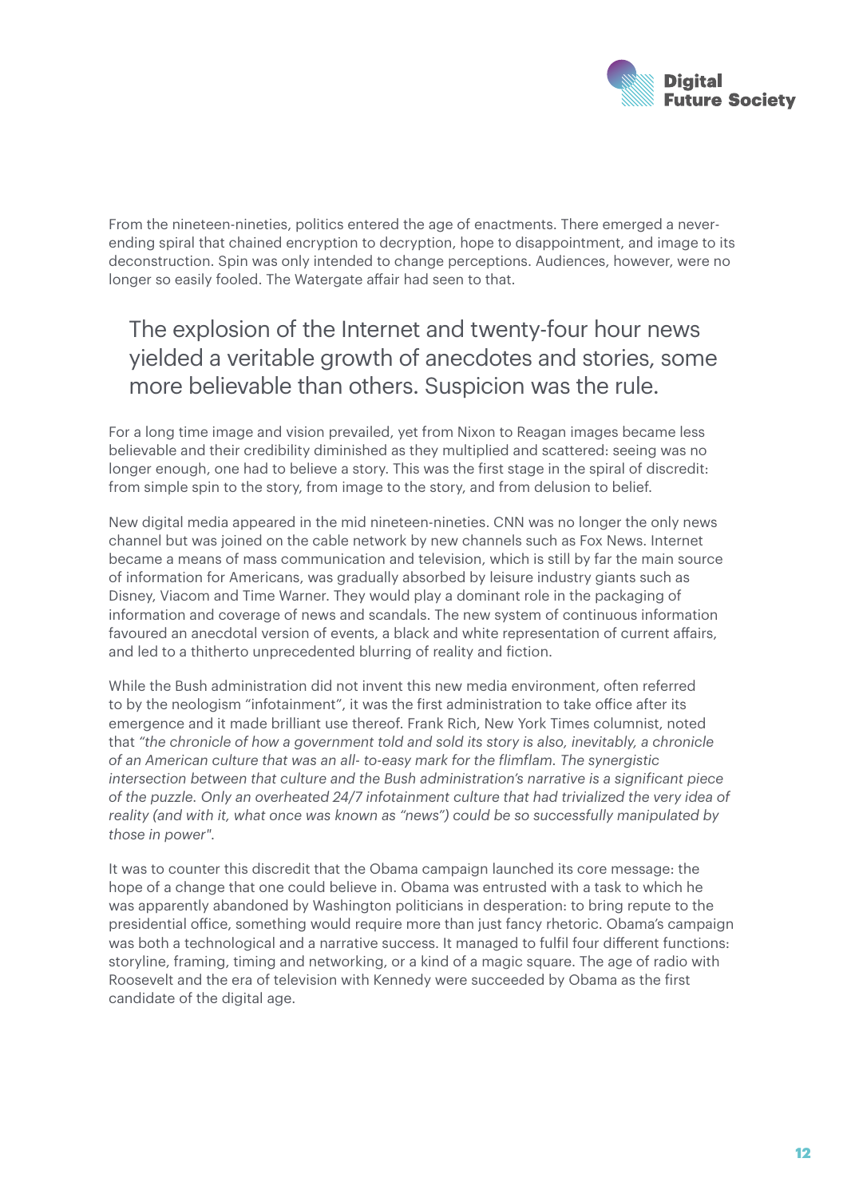From the nineteen-nineties, politics entered the age of enactments. There emerged a never-ending spiral that chained encryption to decryption, hope to disappointment, and image to its deconstruction. Spin was only intended to change perceptions. Audiences, however, were no longer so easily fooled. The Watergate affair had seen to that.

> The explosion of the Internet and twenty-four hour news yielded a veritable growth of anecdotes and stories, some more believable than others. Suspicion was the rule.

For a long time image and vision prevailed, yet from Nixon to Reagan images became less believable and their credibility diminished as they multiplied and scattered: seeing was no longer enough, one had to believe a story. This was the first stage in the spiral of discredit: from simple spin to the story, from image to the story, and from delusion to belief.

New digital media appeared in the mid nineteen-nineties. CNN was no longer the only news channel but was joined on the cable network by new channels such as Fox News. Internet became a means of mass communication and television, which is still by far the main source of information for Americans, was gradually absorbed by leisure industry giants such as Disney, Viacom and Time Warner. They would play a dominant role in the packaging of information and coverage of news and scandals. The new system of continuous information favoured an anecdotal version of events, a black and white representation of current affairs, and led to a thitherto unprecedented blurring of reality and fiction.

While the Bush administration did not invent this new media environment, often referred to by the neologism "infotainment", it was the first administration to take office after its emergence and it made brilliant use thereof. Frank Rich, New York Times columnist, noted that *"the chronicle of how a government told and sold its story is also, inevitably, a chronicle of an American culture that was an all- to-easy mark for the flimflam. The synergistic intersection between that culture and the Bush administration's narrative is a significant piece of the puzzle. Only an overheated 24/7 infotainment culture that had trivialized the very idea of reality (and with it, what once was known as "news") could be so successfully manipulated by those in power".*

It was to counter this discredit that the Obama campaign launched its core message: the hope of a change that one could believe in. Obama was entrusted with a task to which he was apparently abandoned by Washington politicians in desperation: to bring repute to the presidential office, something would require more than just fancy rhetoric. Obama's campaign was both a technological and a narrative success. It managed to fulfil four different functions: storyline, framing, timing and networking, or a kind of magic square. The age of radio with Roosevelt and the era of television with Kennedy were succeeded by Obama as the first candidate of the digital age.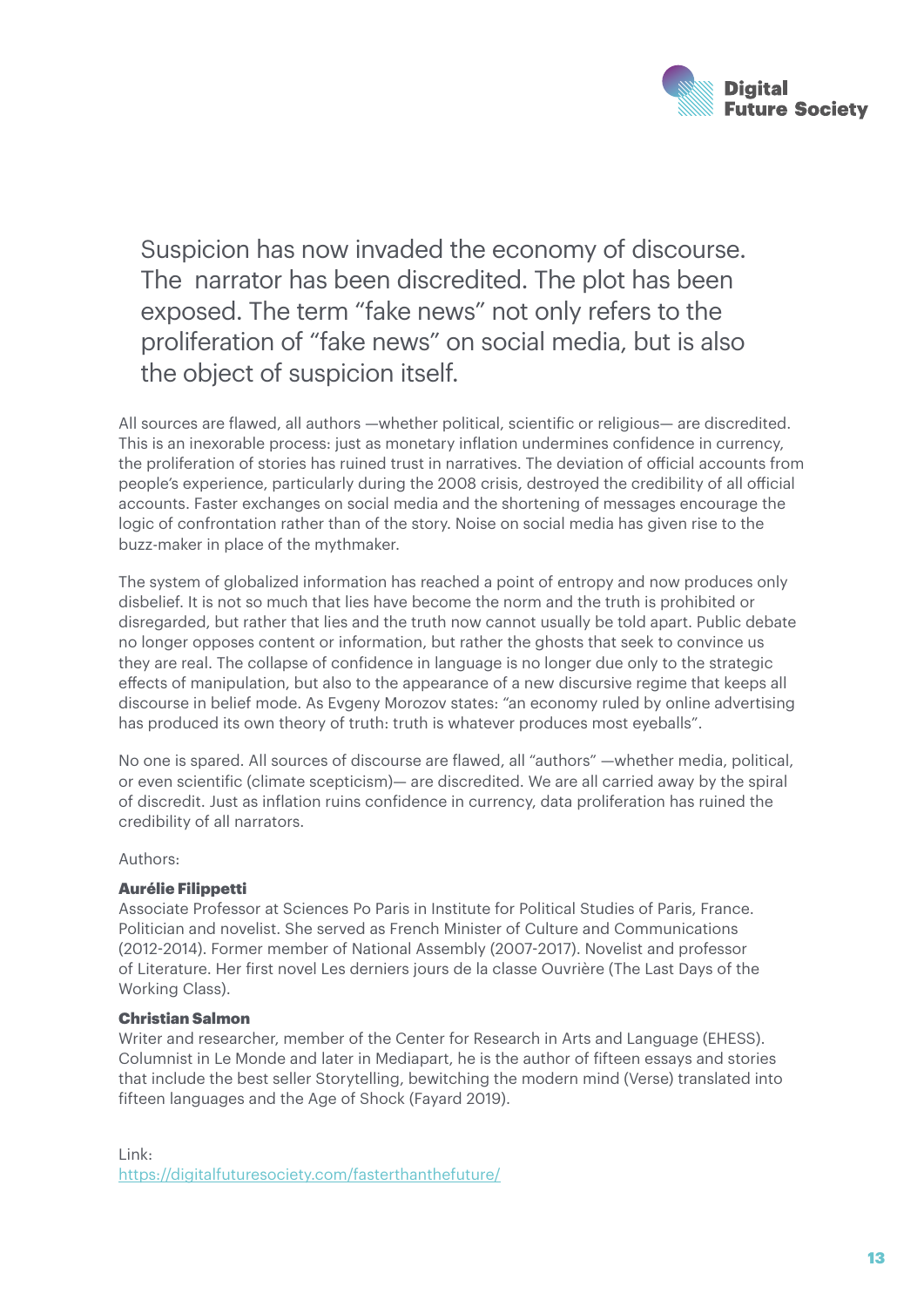> Suspicion has now invaded the economy of discourse. The narrator has been discredited. The plot has been exposed. The term "fake news" not only refers to the proliferation of "fake news" on social media, but is also the object of suspicion itself.

All sources are flawed, all authors —whether political, scientific or religious— are discredited. This is an inexorable process: just as monetary inflation undermines confidence in currency, the proliferation of stories has ruined trust in narratives. The deviation of official accounts from people's experience, particularly during the 2008 crisis, destroyed the credibility of all official accounts. Faster exchanges on social media and the shortening of messages encourage the logic of confrontation rather than of the story. Noise on social media has given rise to the buzz-maker in place of the mythmaker.

The system of globalized information has reached a point of entropy and now produces only disbelief. It is not so much that lies have become the norm and the truth is prohibited or disregarded, but rather that lies and the truth now cannot usually be told apart. Public debate no longer opposes content or information, but rather the ghosts that seek to convince us they are real. The collapse of confidence in language is no longer due only to the strategic effects of manipulation, but also to the appearance of a new discursive regime that keeps all discourse in belief mode. As Evgeny Morozov states: "an economy ruled by online advertising has produced its own theory of truth: truth is whatever produces most eyeballs".

No one is spared. All sources of discourse are flawed, all "authors" —whether media, political, or even scientific (climate scepticism)— are discredited. We are all carried away by the spiral of discredit. Just as inflation ruins confidence in currency, data proliferation has ruined the credibility of all narrators.

Authors:

**Aurélie Filippetti**
Associate Professor at Sciences Po Paris in Institute for Political Studies of Paris, France. Politician and novelist. She served as French Minister of Culture and Communications (2012-2014). Former member of National Assembly (2007-2017). Novelist and professor of Literature. Her first novel Les derniers jours de la classe Ouvrière (The Last Days of the Working Class).

**Christian Salmon**
Writer and researcher, member of the Center for Research in Arts and Language (EHESS). Columnist in Le Monde and later in Mediapart, he is the author of fifteen essays and stories that include the best seller Storytelling, bewitching the modern mind (Verse) translated into fifteen languages and the Age of Shock (Fayard 2019).

Link:
[https://digitalfuturesociety.com/fasterthanthefuture/](https://digitalfuturesociety.com/fasterthanthefuture/)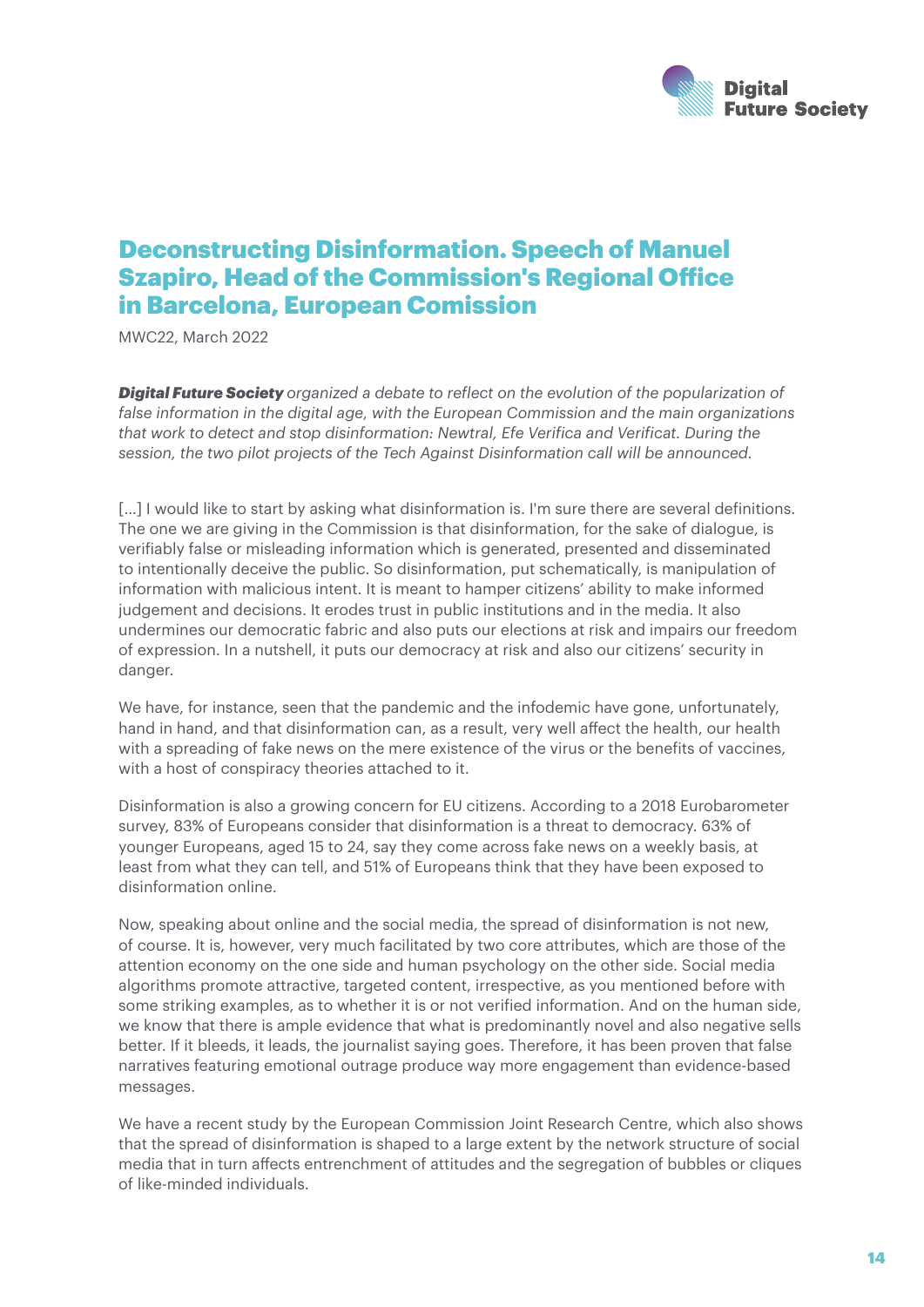## Deconstructing Disinformation. Speech of Manuel Szapiro, Head of the Commission's Regional Office in Barcelona, European Comission

MWC22, March 2022

***Digital Future Society*** *organized a debate to reflect on the evolution of the popularization of false information in the digital age, with the European Commission and the main organizations that work to detect and stop disinformation: Newtral, Efe Verifica and Verificat. During the session, the two pilot projects of the Tech Against Disinformation call will be announced.*

[...] I would like to start by asking what disinformation is. I'm sure there are several definitions. The one we are giving in the Commission is that disinformation, for the sake of dialogue, is verifiably false or misleading information which is generated, presented and disseminated to intentionally deceive the public. So disinformation, put schematically, is manipulation of information with malicious intent. It is meant to hamper citizens' ability to make informed judgement and decisions. It erodes trust in public institutions and in the media. It also undermines our democratic fabric and also puts our elections at risk and impairs our freedom of expression. In a nutshell, it puts our democracy at risk and also our citizens' security in danger.

We have, for instance, seen that the pandemic and the infodemic have gone, unfortunately, hand in hand, and that disinformation can, as a result, very well affect the health, our health with a spreading of fake news on the mere existence of the virus or the benefits of vaccines, with a host of conspiracy theories attached to it.

Disinformation is also a growing concern for EU citizens. According to a 2018 Eurobarometer survey, 83% of Europeans consider that disinformation is a threat to democracy. 63% of younger Europeans, aged 15 to 24, say they come across fake news on a weekly basis, at least from what they can tell, and 51% of Europeans think that they have been exposed to disinformation online.

Now, speaking about online and the social media, the spread of disinformation is not new, of course. It is, however, very much facilitated by two core attributes, which are those of the attention economy on the one side and human psychology on the other side. Social media algorithms promote attractive, targeted content, irrespective, as you mentioned before with some striking examples, as to whether it is or not verified information. And on the human side, we know that there is ample evidence that what is predominantly novel and also negative sells better. If it bleeds, it leads, the journalist saying goes. Therefore, it has been proven that false narratives featuring emotional outrage produce way more engagement than evidence-based messages.

We have a recent study by the European Commission Joint Research Centre, which also shows that the spread of disinformation is shaped to a large extent by the network structure of social media that in turn affects entrenchment of attitudes and the segregation of bubbles or cliques of like-minded individuals.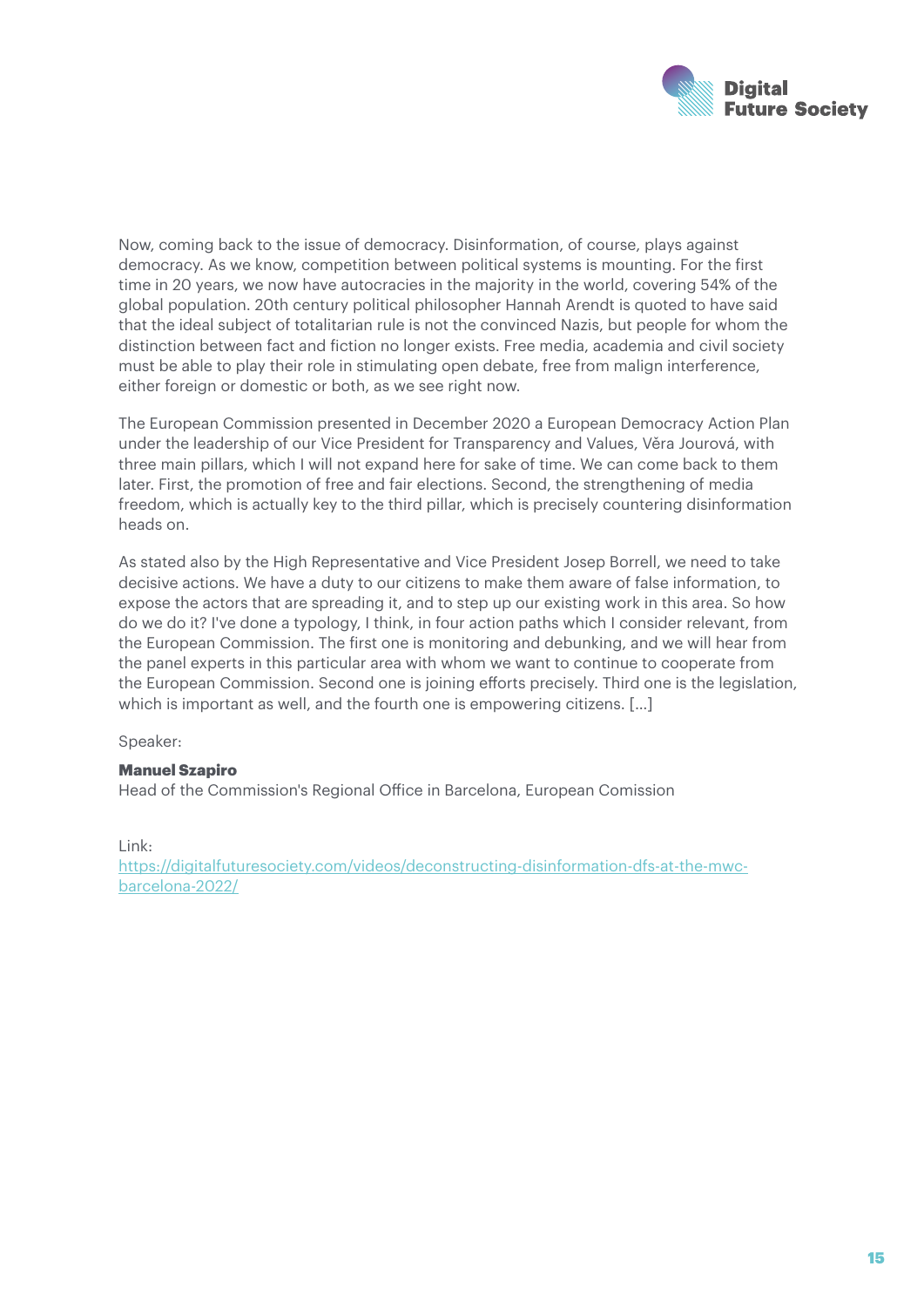Now, coming back to the issue of democracy. Disinformation, of course, plays against democracy. As we know, competition between political systems is mounting. For the first time in 20 years, we now have autocracies in the majority in the world, covering 54% of the global population. 20th century political philosopher Hannah Arendt is quoted to have said that the ideal subject of totalitarian rule is not the convinced Nazis, but people for whom the distinction between fact and fiction no longer exists. Free media, academia and civil society must be able to play their role in stimulating open debate, free from malign interference, either foreign or domestic or both, as we see right now.

The European Commission presented in December 2020 a European Democracy Action Plan under the leadership of our Vice President for Transparency and Values, Věra Jourová, with three main pillars, which I will not expand here for sake of time. We can come back to them later. First, the promotion of free and fair elections. Second, the strengthening of media freedom, which is actually key to the third pillar, which is precisely countering disinformation heads on.

As stated also by the High Representative and Vice President Josep Borrell, we need to take decisive actions. We have a duty to our citizens to make them aware of false information, to expose the actors that are spreading it, and to step up our existing work in this area. So how do we do it? I've done a typology, I think, in four action paths which I consider relevant, from the European Commission. The first one is monitoring and debunking, and we will hear from the panel experts in this particular area with whom we want to continue to cooperate from the European Commission. Second one is joining efforts precisely. Third one is the legislation, which is important as well, and the fourth one is empowering citizens. [...]

Speaker:

**Manuel Szapiro**
Head of the Commission's Regional Office in Barcelona, European Comission

Link:
https://digitalfuturesociety.com/videos/deconstructing-disinformation-dfs-at-the-mwc-barcelona-2022/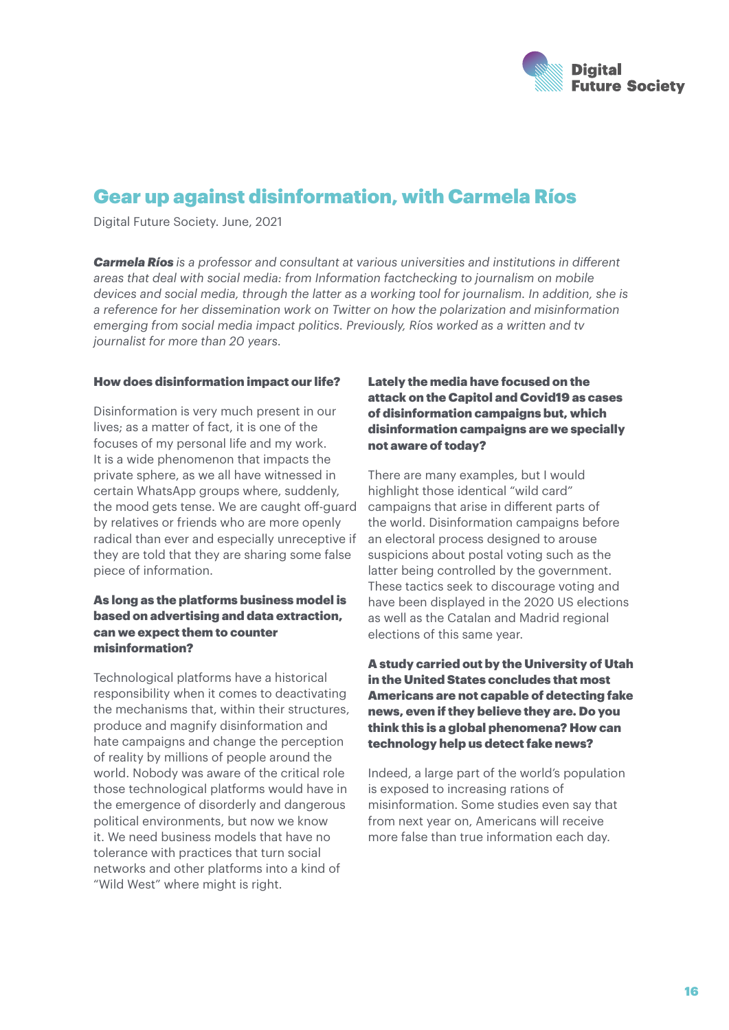## Gear up against disinformation, with Carmela Ríos

Digital Future Society. June, 2021

***Carmela Ríos*** *is a professor and consultant at various universities and institutions in different areas that deal with social media: from Information factchecking to journalism on mobile devices and social media, through the latter as a working tool for journalism. In addition, she is a reference for her dissemination work on Twitter on how the polarization and misinformation emerging from social media impact politics. Previously, Ríos worked as a written and tv journalist for more than 20 years.*

**How does disinformation impact our life?**

Disinformation is very much present in our lives; as a matter of fact, it is one of the focuses of my personal life and my work. It is a wide phenomenon that impacts the private sphere, as we all have witnessed in certain WhatsApp groups where, suddenly, the mood gets tense. We are caught off-guard by relatives or friends who are more openly radical than ever and especially unreceptive if they are told that they are sharing some false piece of information.

**As long as the platforms business model is based on advertising and data extraction, can we expect them to counter misinformation?**

Technological platforms have a historical responsibility when it comes to deactivating the mechanisms that, within their structures, produce and magnify disinformation and hate campaigns and change the perception of reality by millions of people around the world. Nobody was aware of the critical role those technological platforms would have in the emergence of disorderly and dangerous political environments, but now we know it. We need business models that have no tolerance with practices that turn social networks and other platforms into a kind of "Wild West" where might is right.

**Lately the media have focused on the attack on the Capitol and Covid19 as cases of disinformation campaigns but, which disinformation campaigns are we specially not aware of today?**

There are many examples, but I would highlight those identical "wild card" campaigns that arise in different parts of the world. Disinformation campaigns before an electoral process designed to arouse suspicions about postal voting such as the latter being controlled by the government. These tactics seek to discourage voting and have been displayed in the 2020 US elections as well as the Catalan and Madrid regional elections of this same year.

**A study carried out by the University of Utah in the United States concludes that most Americans are not capable of detecting fake news, even if they believe they are. Do you think this is a global phenomena? How can technology help us detect fake news?**

Indeed, a large part of the world's population is exposed to increasing rations of misinformation. Some studies even say that from next year on, Americans will receive more false than true information each day.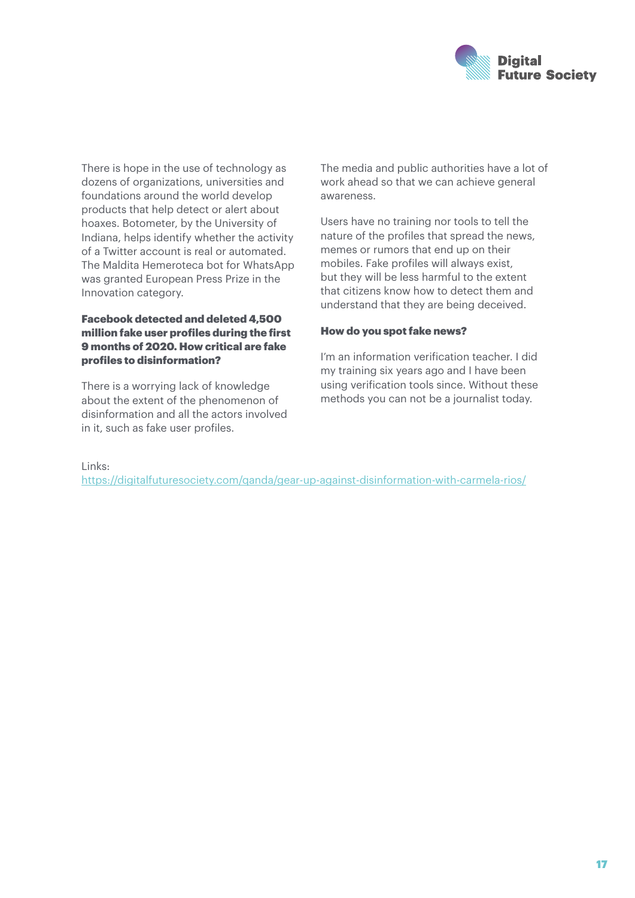There is hope in the use of technology as dozens of organizations, universities and foundations around the world develop products that help detect or alert about hoaxes. Botometer, by the University of Indiana, helps identify whether the activity of a Twitter account is real or automated. The Maldita Hemeroteca bot for WhatsApp was granted European Press Prize in the Innovation category.

**Facebook detected and deleted 4,500 million fake user profiles during the first 9 months of 2020. How critical are fake profiles to disinformation?**

There is a worrying lack of knowledge about the extent of the phenomenon of disinformation and all the actors involved in it, such as fake user profiles.

The media and public authorities have a lot of work ahead so that we can achieve general awareness.

Users have no training nor tools to tell the nature of the profiles that spread the news, memes or rumors that end up on their mobiles. Fake profiles will always exist, but they will be less harmful to the extent that citizens know how to detect them and understand that they are being deceived.

**How do you spot fake news?**

I'm an information verification teacher. I did my training six years ago and I have been using verification tools since. Without these methods you can not be a journalist today.

Links:
https://digitalfuturesociety.com/qanda/gear-up-against-disinformation-with-carmela-rios/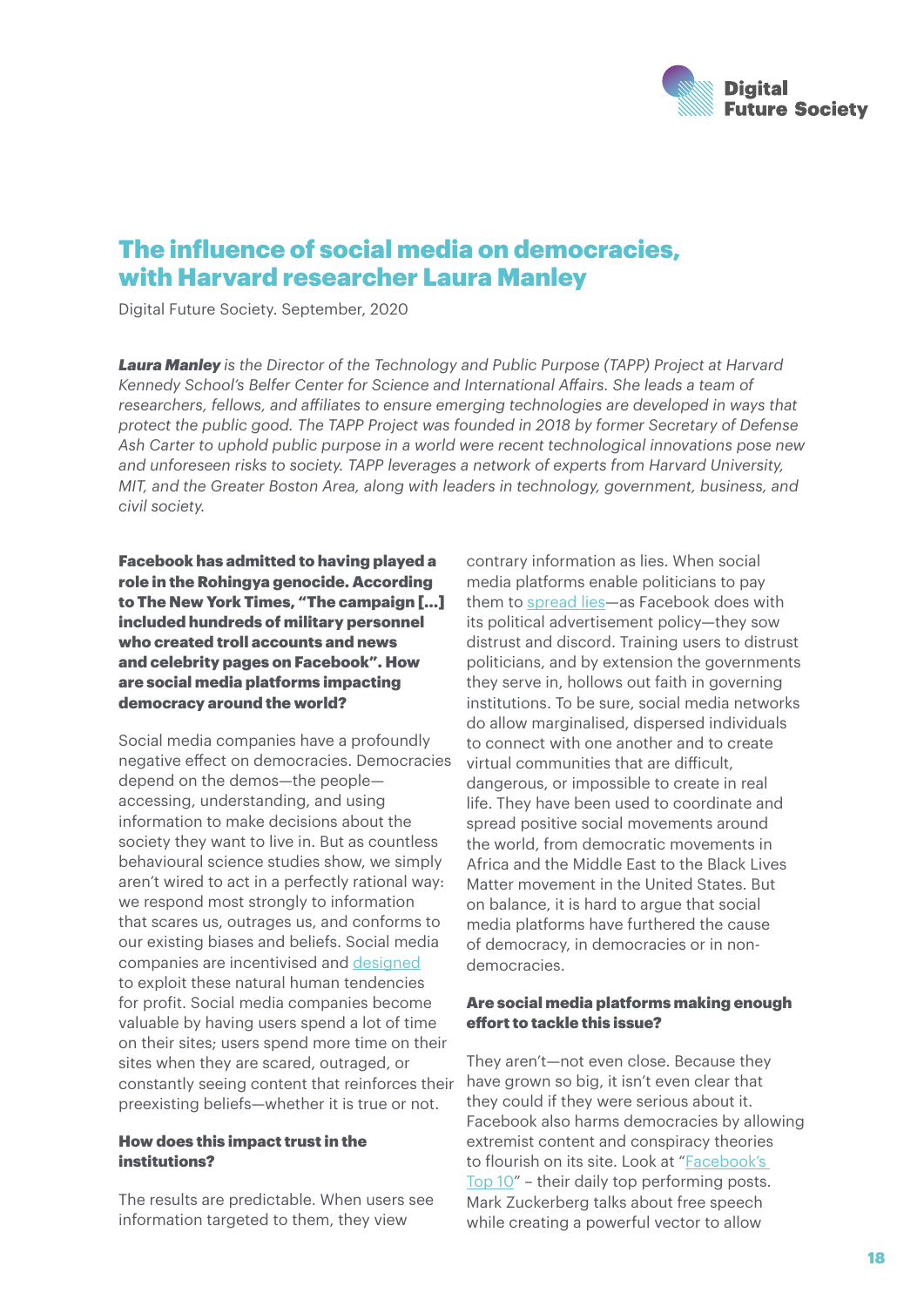## The influence of social media on democracies, with Harvard researcher Laura Manley

Digital Future Society. September, 2020

***Laura Manley** is the Director of the Technology and Public Purpose (TAPP) Project at Harvard Kennedy School's Belfer Center for Science and International Affairs. She leads a team of researchers, fellows, and affiliates to ensure emerging technologies are developed in ways that protect the public good. The TAPP Project was founded in 2018 by former Secretary of Defense Ash Carter to uphold public purpose in a world were recent technological innovations pose new and unforeseen risks to society. TAPP leverages a network of experts from Harvard University, MIT, and the Greater Boston Area, along with leaders in technology, government, business, and civil society.*

**Facebook has admitted to having played a role in the Rohingya genocide. According to The New York Times, "The campaign [...] included hundreds of military personnel who created troll accounts and news and celebrity pages on Facebook". How are social media platforms impacting democracy around the world?**

Social media companies have a profoundly negative effect on democracies. Democracies depend on the demos—the people—accessing, understanding, and using information to make decisions about the society they want to live in. But as countless behavioural science studies show, we simply aren't wired to act in a perfectly rational way: we respond most strongly to information that scares us, outrages us, and conforms to our existing biases and beliefs. Social media companies are incentivised and designed to exploit these natural human tendencies for profit. Social media companies become valuable by having users spend a lot of time on their sites; users spend more time on their sites when they are scared, outraged, or constantly seeing content that reinforces their preexisting beliefs—whether it is true or not.

**How does this impact trust in the institutions?**

The results are predictable. When users see information targeted to them, they view contrary information as lies. When social media platforms enable politicians to pay them to spread lies—as Facebook does with its political advertisement policy—they sow distrust and discord. Training users to distrust politicians, and by extension the governments they serve in, hollows out faith in governing institutions. To be sure, social media networks do allow marginalised, dispersed individuals to connect with one another and to create virtual communities that are difficult, dangerous, or impossible to create in real life. They have been used to coordinate and spread positive social movements around the world, from democratic movements in Africa and the Middle East to the Black Lives Matter movement in the United States. But on balance, it is hard to argue that social media platforms have furthered the cause of democracy, in democracies or in non-democracies.

**Are social media platforms making enough effort to tackle this issue?**

They aren't—not even close. Because they have grown so big, it isn't even clear that they could if they were serious about it. Facebook also harms democracies by allowing extremist content and conspiracy theories to flourish on its site. Look at "Facebook's Top 10" – their daily top performing posts. Mark Zuckerberg talks about free speech while creating a powerful vector to allow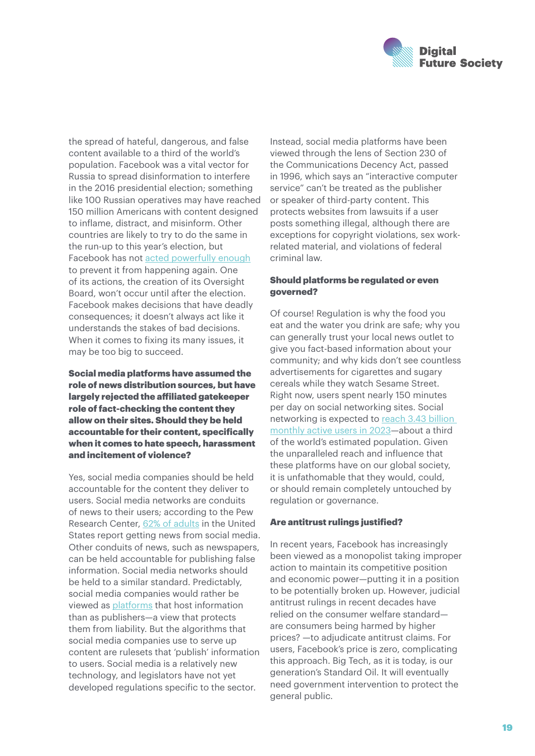the spread of hateful, dangerous, and false content available to a third of the world's population. Facebook was a vital vector for Russia to spread disinformation to interfere in the 2016 presidential election; something like 100 Russian operatives may have reached 150 million Americans with content designed to inflame, distract, and misinform. Other countries are likely to try to do the same in the run-up to this year's election, but Facebook has not acted powerfully enough to prevent it from happening again. One of its actions, the creation of its Oversight Board, won't occur until after the election. Facebook makes decisions that have deadly consequences; it doesn't always act like it understands the stakes of bad decisions. When it comes to fixing its many issues, it may be too big to succeed.

**Social media platforms have assumed the role of news distribution sources, but have largely rejected the affiliated gatekeeper role of fact-checking the content they allow on their sites. Should they be held accountable for their content, specifically when it comes to hate speech, harassment and incitement of violence?**

Yes, social media companies should be held accountable for the content they deliver to users. Social media networks are conduits of news to their users; according to the Pew Research Center, 62% of adults in the United States report getting news from social media. Other conduits of news, such as newspapers, can be held accountable for publishing false information. Social media networks should be held to a similar standard. Predictably, social media companies would rather be viewed as platforms that host information than as publishers—a view that protects them from liability. But the algorithms that social media companies use to serve up content are rulesets that 'publish' information to users. Social media is a relatively new technology, and legislators have not yet developed regulations specific to the sector.

Instead, social media platforms have been viewed through the lens of Section 230 of the Communications Decency Act, passed in 1996, which says an "interactive computer service" can't be treated as the publisher or speaker of third-party content. This protects websites from lawsuits if a user posts something illegal, although there are exceptions for copyright violations, sex work-related material, and violations of federal criminal law.

**Should platforms be regulated or even governed?**

Of course! Regulation is why the food you eat and the water you drink are safe; why you can generally trust your local news outlet to give you fact-based information about your community; and why kids don't see countless advertisements for cigarettes and sugary cereals while they watch Sesame Street. Right now, users spent nearly 150 minutes per day on social networking sites. Social networking is expected to reach 3.43 billion monthly active users in 2023—about a third of the world's estimated population. Given the unparalleled reach and influence that these platforms have on our global society, it is unfathomable that they would, could, or should remain completely untouched by regulation or governance.

**Are antitrust rulings justified?**

In recent years, Facebook has increasingly been viewed as a monopolist taking improper action to maintain its competitive position and economic power—putting it in a position to be potentially broken up. However, judicial antitrust rulings in recent decades have relied on the consumer welfare standard—are consumers being harmed by higher prices? —to adjudicate antitrust claims. For users, Facebook's price is zero, complicating this approach. Big Tech, as it is today, is our generation's Standard Oil. It will eventually need government intervention to protect the general public.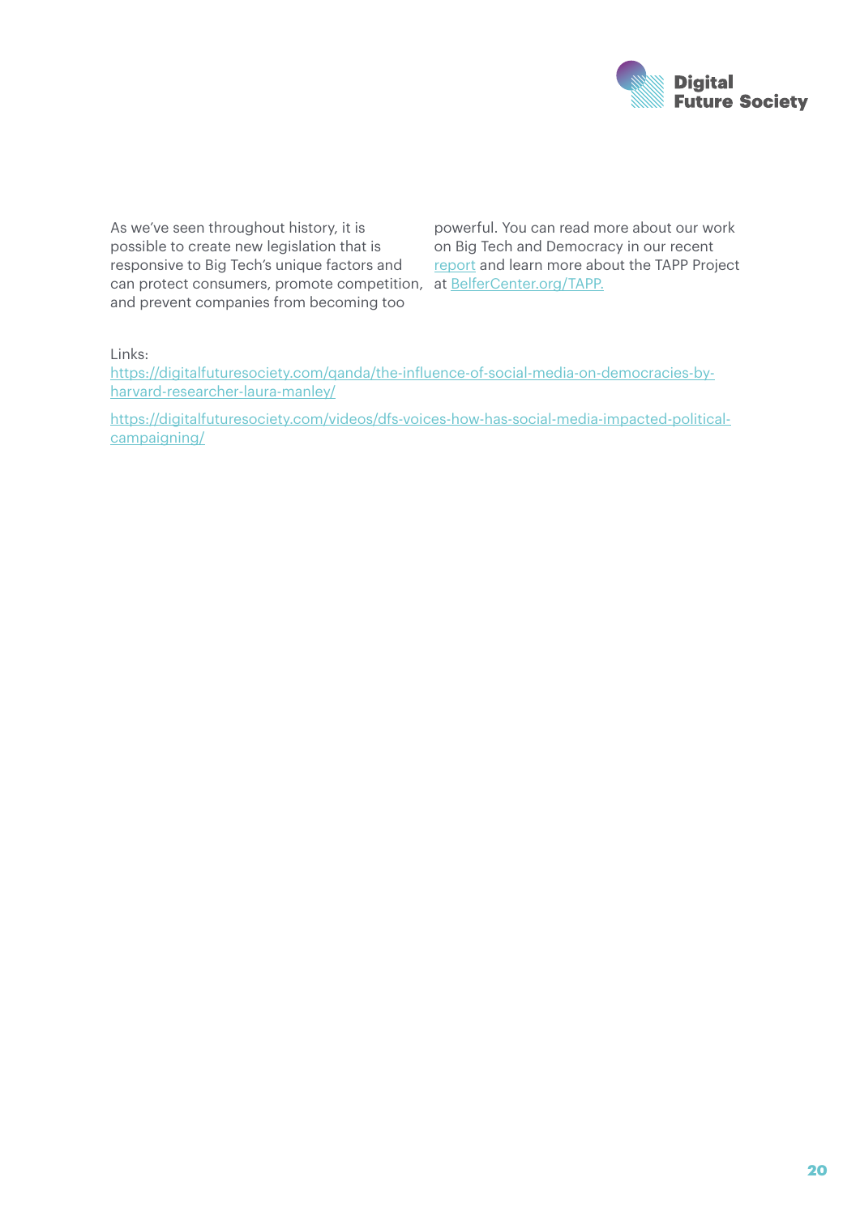As we've seen throughout history, it is possible to create new legislation that is responsive to Big Tech's unique factors and can protect consumers, promote competition, and prevent companies from becoming too powerful. You can read more about our work on Big Tech and Democracy in our recent report and learn more about the TAPP Project at BelferCenter.org/TAPP.

Links:

https://digitalfuturesociety.com/qanda/the-influence-of-social-media-on-democracies-by-harvard-researcher-laura-manley/

https://digitalfuturesociety.com/videos/dfs-voices-how-has-social-media-impacted-political-campaigning/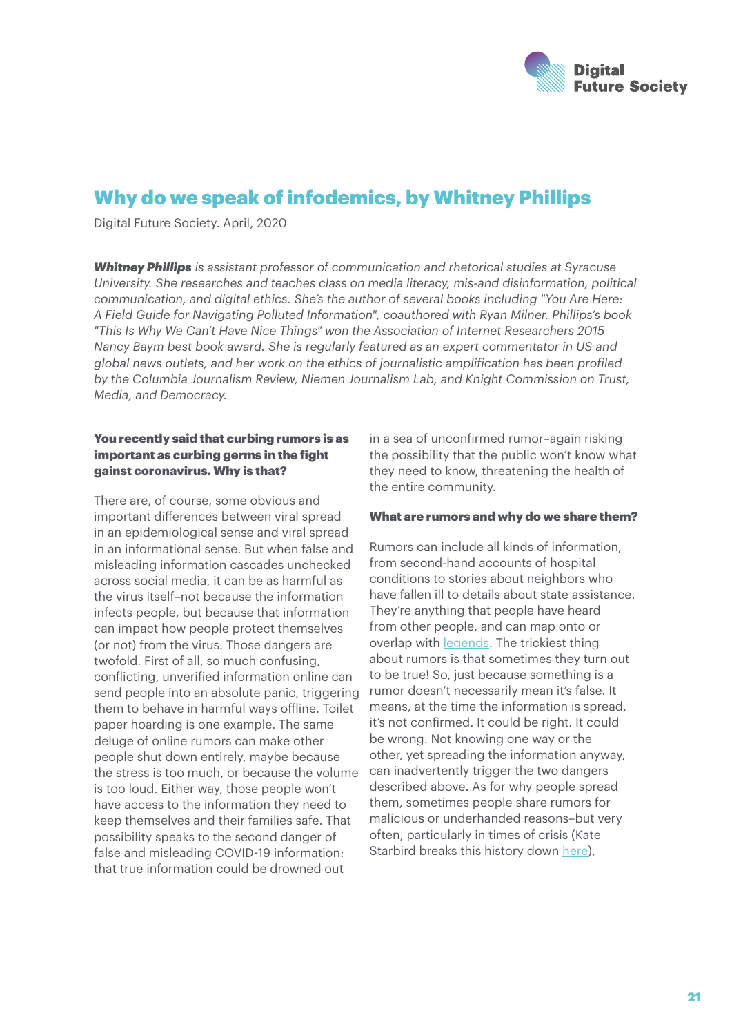## Why do we speak of infodemics, by Whitney Phillips

Digital Future Society. April, 2020

***Whitney Phillips** is assistant professor of communication and rhetorical studies at Syracuse University. She researches and teaches class on media literacy, mis-and disinformation, political communication, and digital ethics. She's the author of several books including "You Are Here: A Field Guide for Navigating Polluted Information", coauthored with Ryan Milner. Phillips's book "This Is Why We Can't Have Nice Things" won the Association of Internet Researchers 2015 Nancy Baym best book award. She is regularly featured as an expert commentator in US and global news outlets, and her work on the ethics of journalistic amplification has been profiled by the Columbia Journalism Review, Niemen Journalism Lab, and Knight Commission on Trust, Media, and Democracy.*

**You recently said that curbing rumors is as important as curbing germs in the fight gainst coronavirus. Why is that?**

There are, of course, some obvious and important differences between viral spread in an epidemiological sense and viral spread in an informational sense. But when false and misleading information cascades unchecked across social media, it can be as harmful as the virus itself–not because the information infects people, but because that information can impact how people protect themselves (or not) from the virus. Those dangers are twofold. First of all, so much confusing, conflicting, unverified information online can send people into an absolute panic, triggering them to behave in harmful ways offline. Toilet paper hoarding is one example. The same deluge of online rumors can make other people shut down entirely, maybe because the stress is too much, or because the volume is too loud. Either way, those people won't have access to the information they need to keep themselves and their families safe. That possibility speaks to the second danger of false and misleading COVID-19 information: that true information could be drowned out in a sea of unconfirmed rumor–again risking the possibility that the public won't know what they need to know, threatening the health of the entire community.

**What are rumors and why do we share them?**

Rumors can include all kinds of information, from second-hand accounts of hospital conditions to stories about neighbors who have fallen ill to details about state assistance. They're anything that people have heard from other people, and can map onto or overlap with legends. The trickiest thing about rumors is that sometimes they turn out to be true! So, just because something is a rumor doesn't necessarily mean it's false. It means, at the time the information is spread, it's not confirmed. It could be right. It could be wrong. Not knowing one way or the other, yet spreading the information anyway, can inadvertently trigger the two dangers described above. As for why people spread them, sometimes people share rumors for malicious or underhanded reasons–but very often, particularly in times of crisis (Kate Starbird breaks this history down here),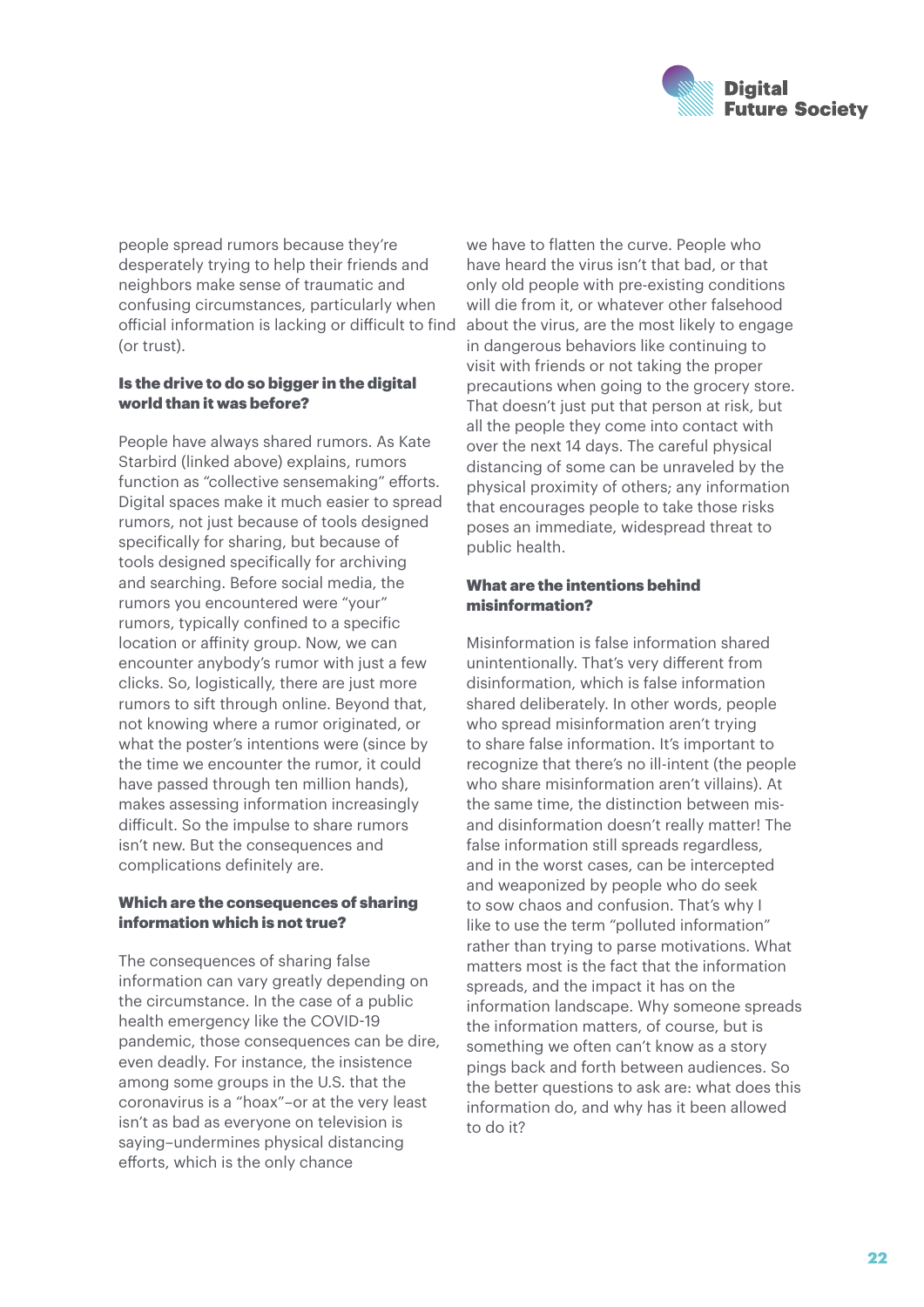people spread rumors because they're desperately trying to help their friends and neighbors make sense of traumatic and confusing circumstances, particularly when official information is lacking or difficult to find (or trust).

**Is the drive to do so bigger in the digital world than it was before?**

People have always shared rumors. As Kate Starbird (linked above) explains, rumors function as "collective sensemaking" efforts. Digital spaces make it much easier to spread rumors, not just because of tools designed specifically for sharing, but because of tools designed specifically for archiving and searching. Before social media, the rumors you encountered were "your" rumors, typically confined to a specific location or affinity group. Now, we can encounter anybody's rumor with just a few clicks. So, logistically, there are just more rumors to sift through online. Beyond that, not knowing where a rumor originated, or what the poster's intentions were (since by the time we encounter the rumor, it could have passed through ten million hands), makes assessing information increasingly difficult. So the impulse to share rumors isn't new. But the consequences and complications definitely are.

**Which are the consequences of sharing information which is not true?**

The consequences of sharing false information can vary greatly depending on the circumstance. In the case of a public health emergency like the COVID-19 pandemic, those consequences can be dire, even deadly. For instance, the insistence among some groups in the U.S. that the coronavirus is a "hoax"–or at the very least isn't as bad as everyone on television is saying–undermines physical distancing efforts, which is the only chance we have to flatten the curve. People who have heard the virus isn't that bad, or that only old people with pre-existing conditions will die from it, or whatever other falsehood about the virus, are the most likely to engage in dangerous behaviors like continuing to visit with friends or not taking the proper precautions when going to the grocery store. That doesn't just put that person at risk, but all the people they come into contact with over the next 14 days. The careful physical distancing of some can be unraveled by the physical proximity of others; any information that encourages people to take those risks poses an immediate, widespread threat to public health.

**What are the intentions behind misinformation?**

Misinformation is false information shared unintentionally. That's very different from disinformation, which is false information shared deliberately. In other words, people who spread misinformation aren't trying to share false information. It's important to recognize that there's no ill-intent (the people who share misinformation aren't villains). At the same time, the distinction between mis- and disinformation doesn't really matter! The false information still spreads regardless, and in the worst cases, can be intercepted and weaponized by people who do seek to sow chaos and confusion. That's why I like to use the term "polluted information" rather than trying to parse motivations. What matters most is the fact that the information spreads, and the impact it has on the information landscape. Why someone spreads the information matters, of course, but is something we often can't know as a story pings back and forth between audiences. So the better questions to ask are: what does this information do, and why has it been allowed to do it?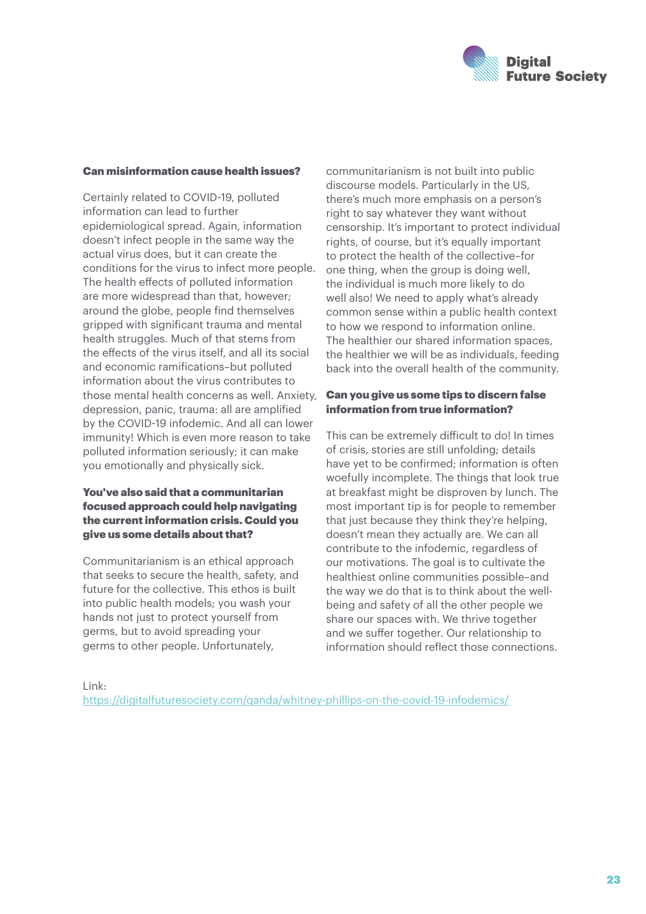**Can misinformation cause health issues?**

Certainly related to COVID-19, polluted information can lead to further epidemiological spread. Again, information doesn't infect people in the same way the actual virus does, but it can create the conditions for the virus to infect more people. The health effects of polluted information are more widespread than that, however; around the globe, people find themselves gripped with significant trauma and mental health struggles. Much of that stems from the effects of the virus itself, and all its social and economic ramifications–but polluted information about the virus contributes to those mental health concerns as well. Anxiety, depression, panic, trauma: all are amplified by the COVID-19 infodemic. And all can lower immunity! Which is even more reason to take polluted information seriously; it can make you emotionally and physically sick.

**You've also said that a communitarian focused approach could help navigating the current information crisis. Could you give us some details about that?**

Communitarianism is an ethical approach that seeks to secure the health, safety, and future for the collective. This ethos is built into public health models; you wash your hands not just to protect yourself from germs, but to avoid spreading your germs to other people. Unfortunately, communitarianism is not built into public discourse models. Particularly in the US, there's much more emphasis on a person's right to say whatever they want without censorship. It's important to protect individual rights, of course, but it's equally important to protect the health of the collective–for one thing, when the group is doing well, the individual is much more likely to do well also! We need to apply what's already common sense within a public health context to how we respond to information online. The healthier our shared information spaces, the healthier we will be as individuals, feeding back into the overall health of the community.

**Can you give us some tips to discern false information from true information?**

This can be extremely difficult to do! In times of crisis, stories are still unfolding; details have yet to be confirmed; information is often woefully incomplete. The things that look true at breakfast might be disproven by lunch. The most important tip is for people to remember that just because they think they're helping, doesn't mean they actually are. We can all contribute to the infodemic, regardless of our motivations. The goal is to cultivate the healthiest online communities possible–and the way we do that is to think about the well-being and safety of all the other people we share our spaces with. We thrive together and we suffer together. Our relationship to information should reflect those connections.

Link:
https://digitalfuturesociety.com/qanda/whitney-phillips-on-the-covid-19-infodemics/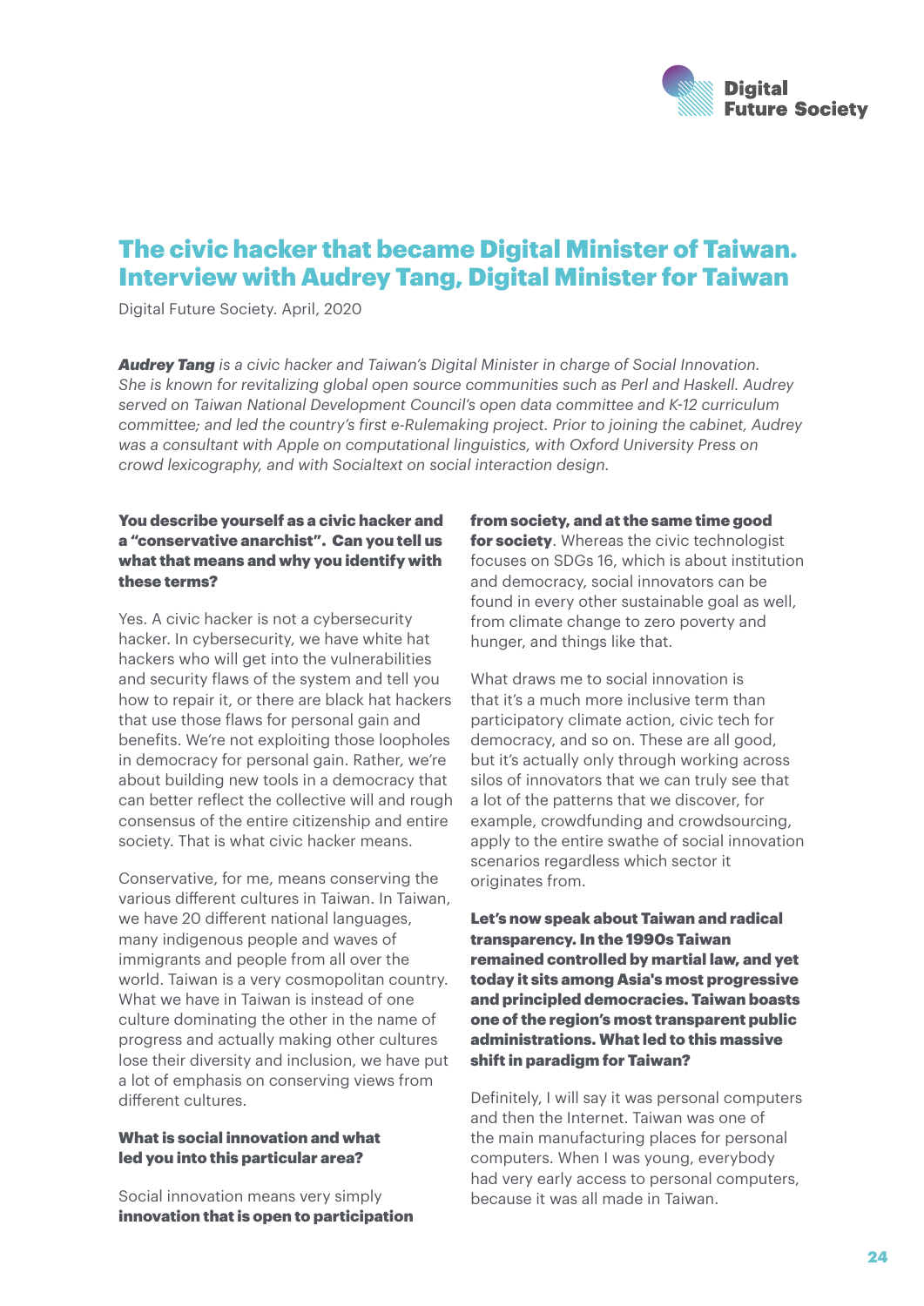# The civic hacker that became Digital Minister of Taiwan. Interview with Audrey Tang, Digital Minister for Taiwan

Digital Future Society. April, 2020

***Audrey Tang*** *is a civic hacker and Taiwan's Digital Minister in charge of Social Innovation. She is known for revitalizing global open source communities such as Perl and Haskell. Audrey served on Taiwan National Development Council's open data committee and K-12 curriculum committee; and led the country's first e-Rulemaking project. Prior to joining the cabinet, Audrey was a consultant with Apple on computational linguistics, with Oxford University Press on crowd lexicography, and with Socialtext on social interaction design.*

**You describe yourself as a civic hacker and a "conservative anarchist". Can you tell us what that means and why you identify with these terms?**

Yes. A civic hacker is not a cybersecurity hacker. In cybersecurity, we have white hat hackers who will get into the vulnerabilities and security flaws of the system and tell you how to repair it, or there are black hat hackers that use those flaws for personal gain and benefits. We're not exploiting those loopholes in democracy for personal gain. Rather, we're about building new tools in a democracy that can better reflect the collective will and rough consensus of the entire citizenship and entire society. That is what civic hacker means.

Conservative, for me, means conserving the various different cultures in Taiwan. In Taiwan, we have 20 different national languages, many indigenous people and waves of immigrants and people from all over the world. Taiwan is a very cosmopolitan country. What we have in Taiwan is instead of one culture dominating the other in the name of progress and actually making other cultures lose their diversity and inclusion, we have put a lot of emphasis on conserving views from different cultures.

**What is social innovation and what led you into this particular area?**

Social innovation means very simply **innovation that is open to participation from society, and at the same time good for society**. Whereas the civic technologist focuses on SDGs 16, which is about institution and democracy, social innovators can be found in every other sustainable goal as well, from climate change to zero poverty and hunger, and things like that.

What draws me to social innovation is that it's a much more inclusive term than participatory climate action, civic tech for democracy, and so on. These are all good, but it's actually only through working across silos of innovators that we can truly see that a lot of the patterns that we discover, for example, crowdfunding and crowdsourcing, apply to the entire swathe of social innovation scenarios regardless which sector it originates from.

**Let's now speak about Taiwan and radical transparency. In the 1990s Taiwan remained controlled by martial law, and yet today it sits among Asia's most progressive and principled democracies. Taiwan boasts one of the region's most transparent public administrations. What led to this massive shift in paradigm for Taiwan?**

Definitely, I will say it was personal computers and then the Internet. Taiwan was one of the main manufacturing places for personal computers. When I was young, everybody had very early access to personal computers, because it was all made in Taiwan.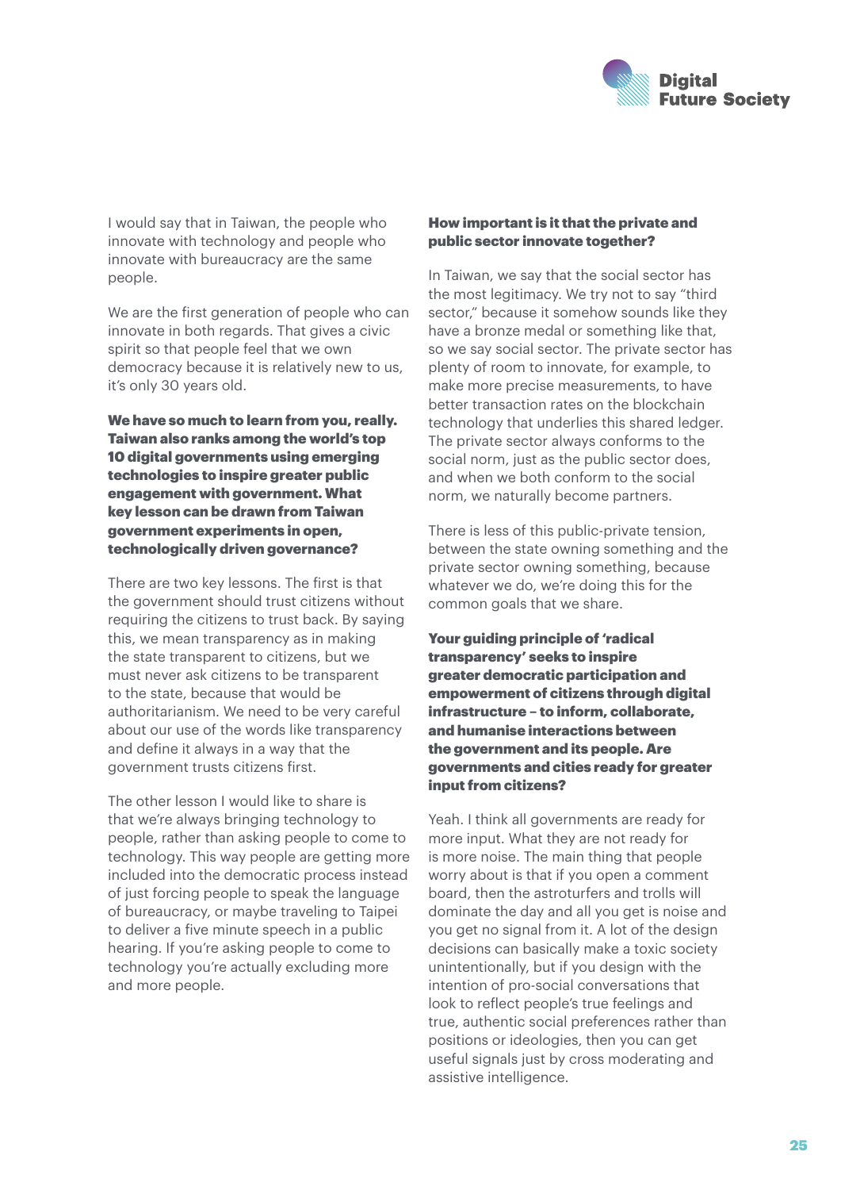I would say that in Taiwan, the people who innovate with technology and people who innovate with bureaucracy are the same people.

We are the first generation of people who can innovate in both regards. That gives a civic spirit so that people feel that we own democracy because it is relatively new to us, it's only 30 years old.

**We have so much to learn from you, really. Taiwan also ranks among the world's top 10 digital governments using emerging technologies to inspire greater public engagement with government. What key lesson can be drawn from Taiwan government experiments in open, technologically driven governance?**

There are two key lessons. The first is that the government should trust citizens without requiring the citizens to trust back. By saying this, we mean transparency as in making the state transparent to citizens, but we must never ask citizens to be transparent to the state, because that would be authoritarianism. We need to be very careful about our use of the words like transparency and define it always in a way that the government trusts citizens first.

The other lesson I would like to share is that we're always bringing technology to people, rather than asking people to come to technology. This way people are getting more included into the democratic process instead of just forcing people to speak the language of bureaucracy, or maybe traveling to Taipei to deliver a five minute speech in a public hearing. If you're asking people to come to technology you're actually excluding more and more people.

**How important is it that the private and public sector innovate together?**

In Taiwan, we say that the social sector has the most legitimacy. We try not to say "third sector," because it somehow sounds like they have a bronze medal or something like that, so we say social sector. The private sector has plenty of room to innovate, for example, to make more precise measurements, to have better transaction rates on the blockchain technology that underlies this shared ledger. The private sector always conforms to the social norm, just as the public sector does, and when we both conform to the social norm, we naturally become partners.

There is less of this public-private tension, between the state owning something and the private sector owning something, because whatever we do, we're doing this for the common goals that we share.

**Your guiding principle of 'radical transparency' seeks to inspire greater democratic participation and empowerment of citizens through digital infrastructure – to inform, collaborate, and humanise interactions between the government and its people. Are governments and cities ready for greater input from citizens?**

Yeah. I think all governments are ready for more input. What they are not ready for is more noise. The main thing that people worry about is that if you open a comment board, then the astroturfers and trolls will dominate the day and all you get is noise and you get no signal from it. A lot of the design decisions can basically make a toxic society unintentionally, but if you design with the intention of pro-social conversations that look to reflect people's true feelings and true, authentic social preferences rather than positions or ideologies, then you can get useful signals just by cross moderating and assistive intelligence.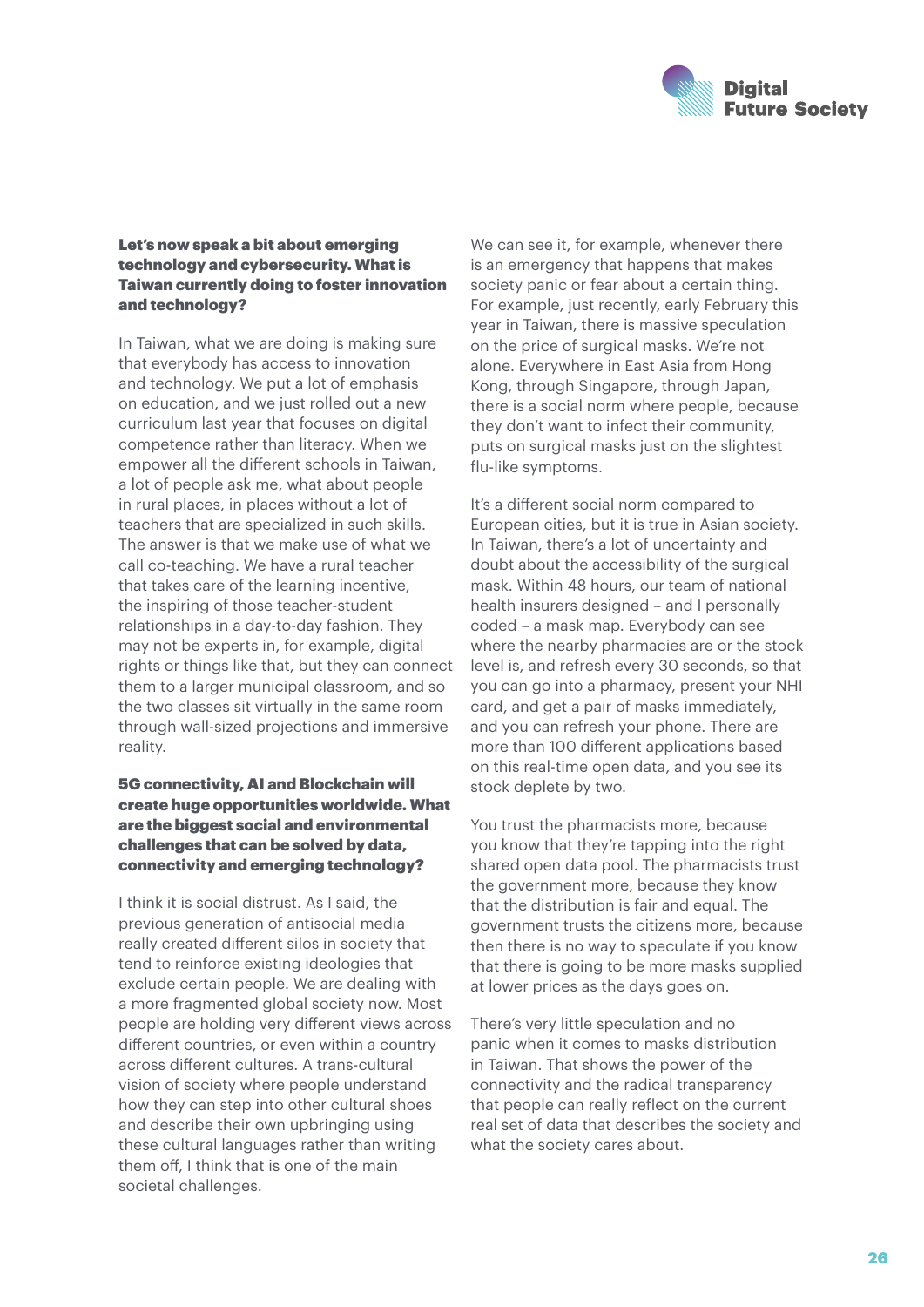**Let's now speak a bit about emerging technology and cybersecurity. What is Taiwan currently doing to foster innovation and technology?**

In Taiwan, what we are doing is making sure that everybody has access to innovation and technology. We put a lot of emphasis on education, and we just rolled out a new curriculum last year that focuses on digital competence rather than literacy. When we empower all the different schools in Taiwan, a lot of people ask me, what about people in rural places, in places without a lot of teachers that are specialized in such skills. The answer is that we make use of what we call co-teaching. We have a rural teacher that takes care of the learning incentive, the inspiring of those teacher-student relationships in a day-to-day fashion. They may not be experts in, for example, digital rights or things like that, but they can connect them to a larger municipal classroom, and so the two classes sit virtually in the same room through wall-sized projections and immersive reality.

**5G connectivity, AI and Blockchain will create huge opportunities worldwide. What are the biggest social and environmental challenges that can be solved by data, connectivity and emerging technology?**

I think it is social distrust. As I said, the previous generation of antisocial media really created different silos in society that tend to reinforce existing ideologies that exclude certain people. We are dealing with a more fragmented global society now. Most people are holding very different views across different countries, or even within a country across different cultures. A trans-cultural vision of society where people understand how they can step into other cultural shoes and describe their own upbringing using these cultural languages rather than writing them off, I think that is one of the main societal challenges.

We can see it, for example, whenever there is an emergency that happens that makes society panic or fear about a certain thing. For example, just recently, early February this year in Taiwan, there is massive speculation on the price of surgical masks. We're not alone. Everywhere in East Asia from Hong Kong, through Singapore, through Japan, there is a social norm where people, because they don't want to infect their community, puts on surgical masks just on the slightest flu-like symptoms.

It's a different social norm compared to European cities, but it is true in Asian society. In Taiwan, there's a lot of uncertainty and doubt about the accessibility of the surgical mask. Within 48 hours, our team of national health insurers designed – and I personally coded – a mask map. Everybody can see where the nearby pharmacies are or the stock level is, and refresh every 30 seconds, so that you can go into a pharmacy, present your NHI card, and get a pair of masks immediately, and you can refresh your phone. There are more than 100 different applications based on this real-time open data, and you see its stock deplete by two.

You trust the pharmacists more, because you know that they're tapping into the right shared open data pool. The pharmacists trust the government more, because they know that the distribution is fair and equal. The government trusts the citizens more, because then there is no way to speculate if you know that there is going to be more masks supplied at lower prices as the days goes on.

There's very little speculation and no panic when it comes to masks distribution in Taiwan. That shows the power of the connectivity and the radical transparency that people can really reflect on the current real set of data that describes the society and what the society cares about.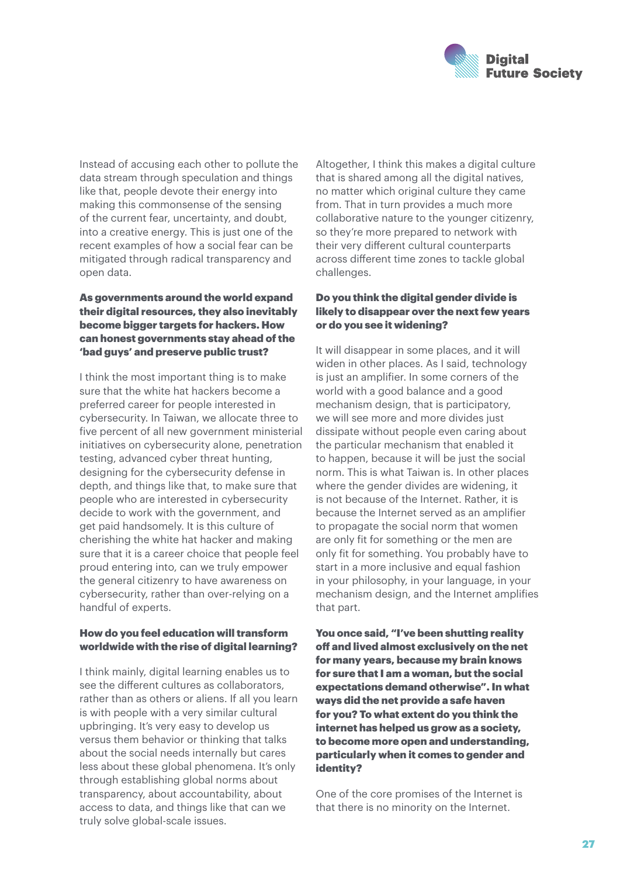Instead of accusing each other to pollute the data stream through speculation and things like that, people devote their energy into making this commonsense of the sensing of the current fear, uncertainty, and doubt, into a creative energy. This is just one of the recent examples of how a social fear can be mitigated through radical transparency and open data.

**As governments around the world expand their digital resources, they also inevitably become bigger targets for hackers. How can honest governments stay ahead of the 'bad guys' and preserve public trust?**

I think the most important thing is to make sure that the white hat hackers become a preferred career for people interested in cybersecurity. In Taiwan, we allocate three to five percent of all new government ministerial initiatives on cybersecurity alone, penetration testing, advanced cyber threat hunting, designing for the cybersecurity defense in depth, and things like that, to make sure that people who are interested in cybersecurity decide to work with the government, and get paid handsomely. It is this culture of cherishing the white hat hacker and making sure that it is a career choice that people feel proud entering into, can we truly empower the general citizenry to have awareness on cybersecurity, rather than over-relying on a handful of experts.

**How do you feel education will transform worldwide with the rise of digital learning?**

I think mainly, digital learning enables us to see the different cultures as collaborators, rather than as others or aliens. If all you learn is with people with a very similar cultural upbringing. It's very easy to develop us versus them behavior or thinking that talks about the social needs internally but cares less about these global phenomena. It's only through establishing global norms about transparency, about accountability, about access to data, and things like that can we truly solve global-scale issues.

Altogether, I think this makes a digital culture that is shared among all the digital natives, no matter which original culture they came from. That in turn provides a much more collaborative nature to the younger citizenry, so they're more prepared to network with their very different cultural counterparts across different time zones to tackle global challenges.

**Do you think the digital gender divide is likely to disappear over the next few years or do you see it widening?**

It will disappear in some places, and it will widen in other places. As I said, technology is just an amplifier. In some corners of the world with a good balance and a good mechanism design, that is participatory, we will see more and more divides just dissipate without people even caring about the particular mechanism that enabled it to happen, because it will be just the social norm. This is what Taiwan is. In other places where the gender divides are widening, it is not because of the Internet. Rather, it is because the Internet served as an amplifier to propagate the social norm that women are only fit for something or the men are only fit for something. You probably have to start in a more inclusive and equal fashion in your philosophy, in your language, in your mechanism design, and the Internet amplifies that part.

**You once said, "I've been shutting reality off and lived almost exclusively on the net for many years, because my brain knows for sure that I am a woman, but the social expectations demand otherwise". In what ways did the net provide a safe haven for you? To what extent do you think the internet has helped us grow as a society, to become more open and understanding, particularly when it comes to gender and identity?**

One of the core promises of the Internet is that there is no minority on the Internet.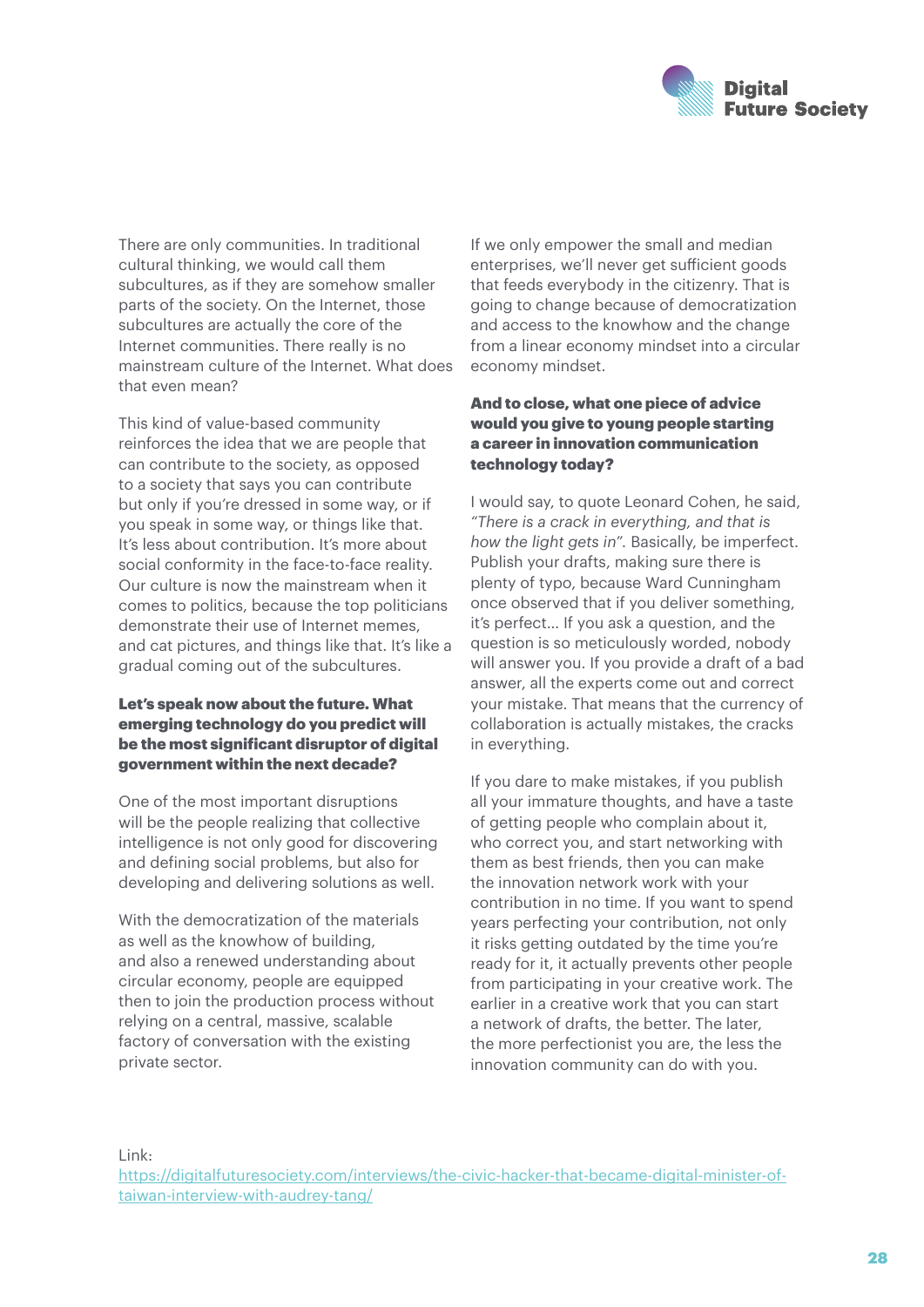There are only communities. In traditional cultural thinking, we would call them subcultures, as if they are somehow smaller parts of the society. On the Internet, those subcultures are actually the core of the Internet communities. There really is no mainstream culture of the Internet. What does that even mean?

This kind of value-based community reinforces the idea that we are people that can contribute to the society, as opposed to a society that says you can contribute but only if you're dressed in some way, or if you speak in some way, or things like that. It's less about contribution. It's more about social conformity in the face-to-face reality. Our culture is now the mainstream when it comes to politics, because the top politicians demonstrate their use of Internet memes, and cat pictures, and things like that. It's like a gradual coming out of the subcultures.

**Let's speak now about the future. What emerging technology do you predict will be the most significant disruptor of digital government within the next decade?**

One of the most important disruptions will be the people realizing that collective intelligence is not only good for discovering and defining social problems, but also for developing and delivering solutions as well.

With the democratization of the materials as well as the knowhow of building, and also a renewed understanding about circular economy, people are equipped then to join the production process without relying on a central, massive, scalable factory of conversation with the existing private sector.

If we only empower the small and median enterprises, we'll never get sufficient goods that feeds everybody in the citizenry. That is going to change because of democratization and access to the knowhow and the change from a linear economy mindset into a circular economy mindset.

**And to close, what one piece of advice would you give to young people starting a career in innovation communication technology today?**

I would say, to quote Leonard Cohen, he said, *"There is a crack in everything, and that is how the light gets in"*. Basically, be imperfect. Publish your drafts, making sure there is plenty of typo, because Ward Cunningham once observed that if you deliver something, it's perfect... If you ask a question, and the question is so meticulously worded, nobody will answer you. If you provide a draft of a bad answer, all the experts come out and correct your mistake. That means that the currency of collaboration is actually mistakes, the cracks in everything.

If you dare to make mistakes, if you publish all your immature thoughts, and have a taste of getting people who complain about it, who correct you, and start networking with them as best friends, then you can make the innovation network work with your contribution in no time. If you want to spend years perfecting your contribution, not only it risks getting outdated by the time you're ready for it, it actually prevents other people from participating in your creative work. The earlier in a creative work that you can start a network of drafts, the better. The later, the more perfectionist you are, the less the innovation community can do with you.

Link:
[https://digitalfuturesociety.com/interviews/the-civic-hacker-that-became-digital-minister-of-taiwan-interview-with-audrey-tang/](https://digitalfuturesociety.com/interviews/the-civic-hacker-that-became-digital-minister-of-taiwan-interview-with-audrey-tang/)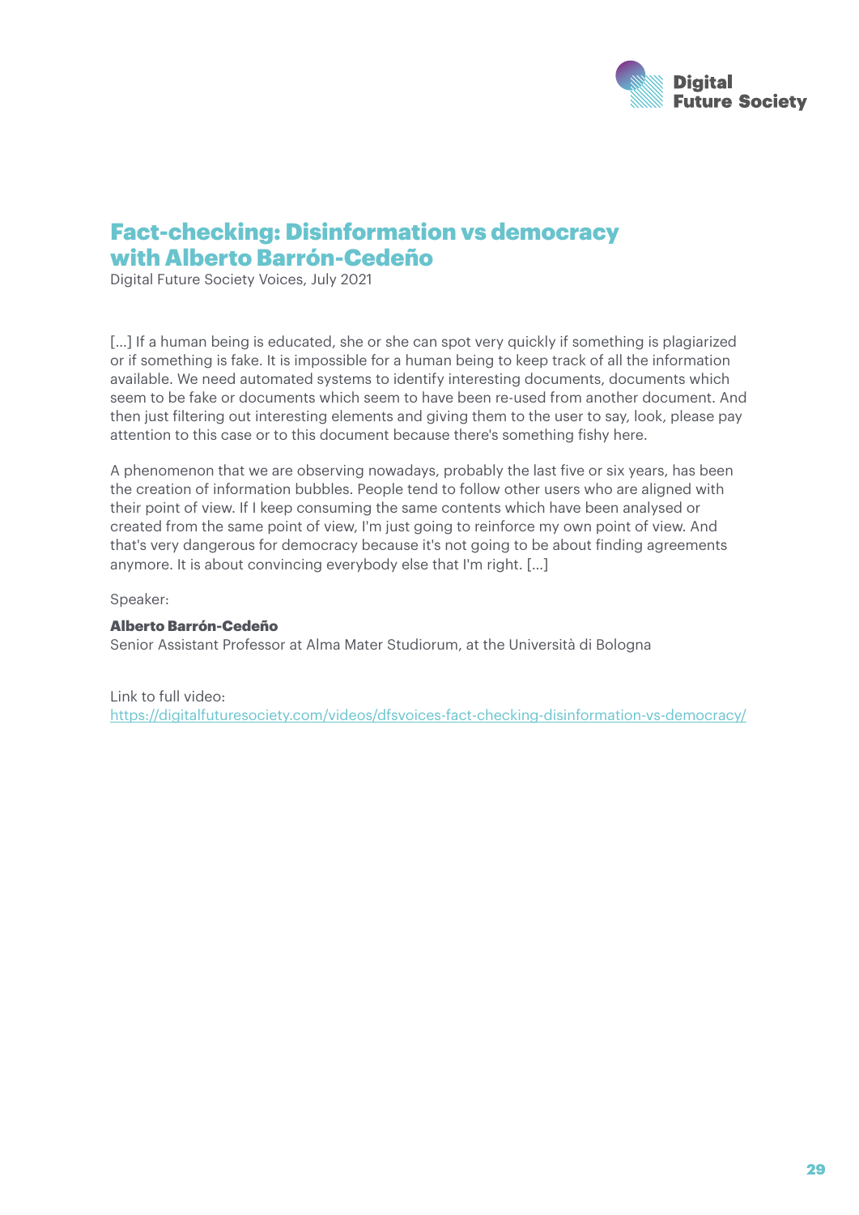## Fact-checking: Disinformation vs democracy with Alberto Barrón-Cedeño

Digital Future Society Voices, July 2021

[...] If a human being is educated, she or she can spot very quickly if something is plagiarized or if something is fake. It is impossible for a human being to keep track of all the information available. We need automated systems to identify interesting documents, documents which seem to be fake or documents which seem to have been re-used from another document. And then just filtering out interesting elements and giving them to the user to say, look, please pay attention to this case or to this document because there's something fishy here.

A phenomenon that we are observing nowadays, probably the last five or six years, has been the creation of information bubbles. People tend to follow other users who are aligned with their point of view. If I keep consuming the same contents which have been analysed or created from the same point of view, I'm just going to reinforce my own point of view. And that's very dangerous for democracy because it's not going to be about finding agreements anymore. It is about convincing everybody else that I'm right. [...]

Speaker:

**Alberto Barrón-Cedeño**
Senior Assistant Professor at Alma Mater Studiorum, at the Università di Bologna

Link to full video:
https://digitalfuturesociety.com/videos/dfsvoices-fact-checking-disinformation-vs-democracy/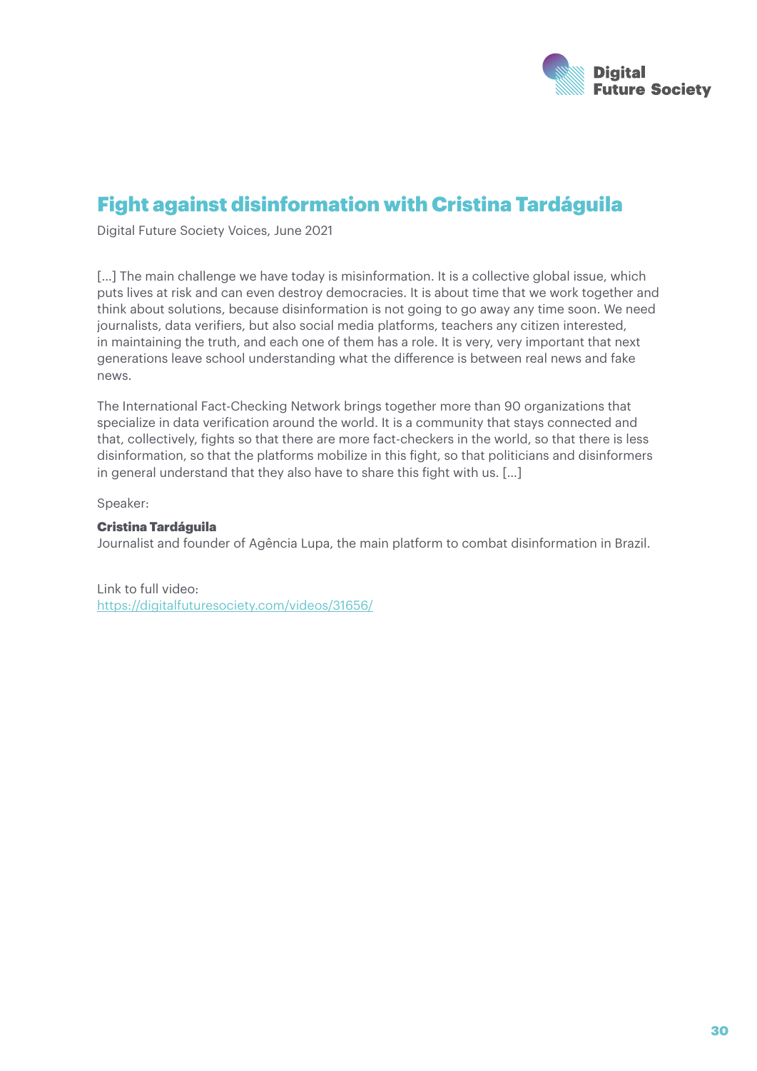## Fight against disinformation with Cristina Tardáguila

Digital Future Society Voices, June 2021

[...] The main challenge we have today is misinformation. It is a collective global issue, which puts lives at risk and can even destroy democracies. It is about time that we work together and think about solutions, because disinformation is not going to go away any time soon. We need journalists, data verifiers, but also social media platforms, teachers any citizen interested, in maintaining the truth, and each one of them has a role. It is very, very important that next generations leave school understanding what the difference is between real news and fake news.

The International Fact-Checking Network brings together more than 90 organizations that specialize in data verification around the world. It is a community that stays connected and that, collectively, fights so that there are more fact-checkers in the world, so that there is less disinformation, so that the platforms mobilize in this fight, so that politicians and disinformers in general understand that they also have to share this fight with us. [...]

Speaker:

**Cristina Tardáguila**
Journalist and founder of Agência Lupa, the main platform to combat disinformation in Brazil.

Link to full video:
[https://digitalfuturesociety.com/videos/31656/](https://digitalfuturesociety.com/videos/31656/)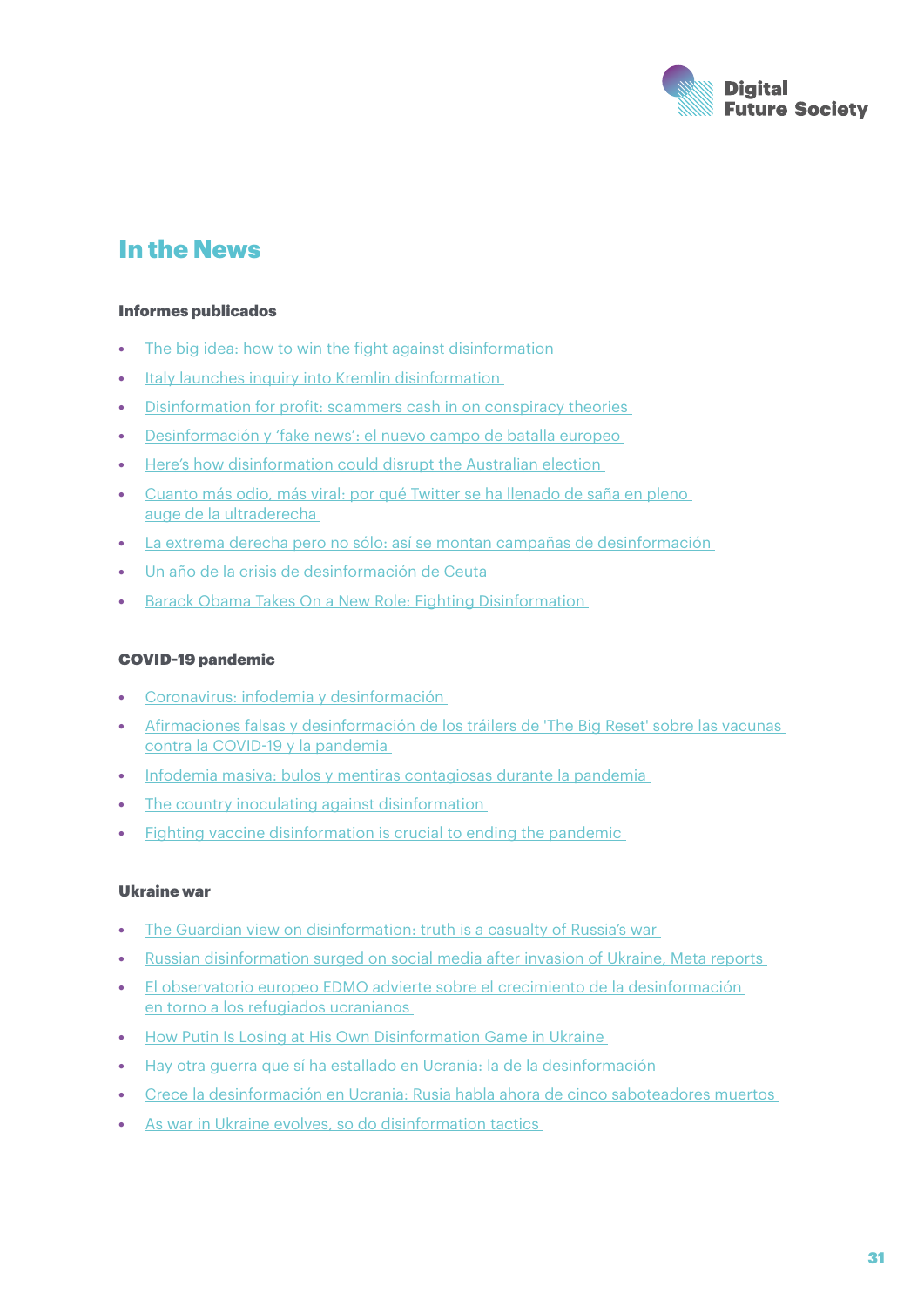## In the News

### Informes publicados

- The big idea: how to win the fight against disinformation
- Italy launches inquiry into Kremlin disinformation
- Disinformation for profit: scammers cash in on conspiracy theories
- Desinformación y 'fake news': el nuevo campo de batalla europeo
- Here's how disinformation could disrupt the Australian election
- Cuanto más odio, más viral: por qué Twitter se ha llenado de saña en pleno auge de la ultraderecha
- La extrema derecha pero no sólo: así se montan campañas de desinformación
- Un año de la crisis de desinformación de Ceuta
- Barack Obama Takes On a New Role: Fighting Disinformation

### COVID-19 pandemic

- Coronavirus: infodemia y desinformación
- Afirmaciones falsas y desinformación de los tráilers de 'The Big Reset' sobre las vacunas contra la COVID-19 y la pandemia
- Infodemia masiva: bulos y mentiras contagiosas durante la pandemia
- The country inoculating against disinformation
- Fighting vaccine disinformation is crucial to ending the pandemic

### Ukraine war

- The Guardian view on disinformation: truth is a casualty of Russia's war
- Russian disinformation surged on social media after invasion of Ukraine, Meta reports
- El observatorio europeo EDMO advierte sobre el crecimiento de la desinformación en torno a los refugiados ucranianos
- How Putin Is Losing at His Own Disinformation Game in Ukraine
- Hay otra guerra que sí ha estallado en Ucrania: la de la desinformación
- Crece la desinformación en Ucrania: Rusia habla ahora de cinco saboteadores muertos
- As war in Ukraine evolves, so do disinformation tactics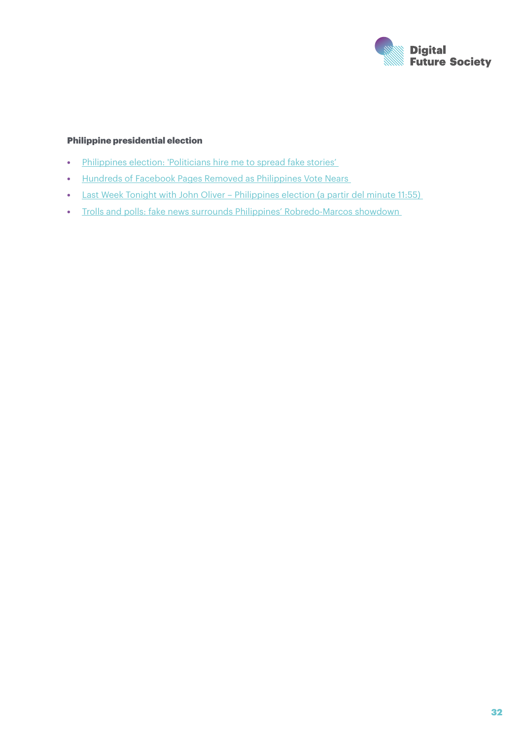**Philippine presidential election**

- Philippines election: 'Politicians hire me to spread fake stories'
- Hundreds of Facebook Pages Removed as Philippines Vote Nears
- Last Week Tonight with John Oliver – Philippines election (a partir del minute 11:55)
- Trolls and polls: fake news surrounds Philippines' Robredo-Marcos showdown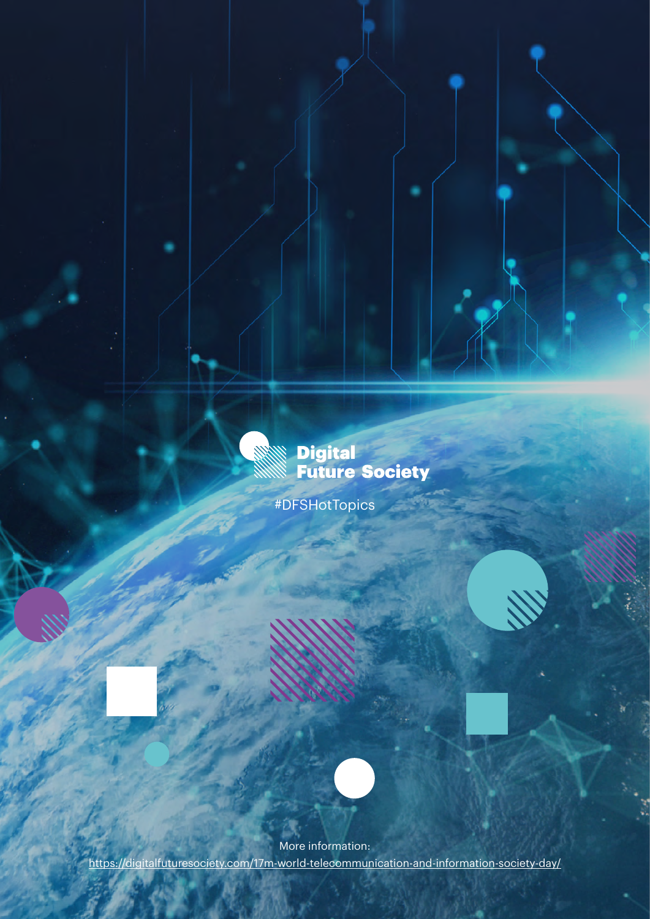Digital Future Society

#DFSHotTopics

More information:

https://digitalfuturesociety.com/17m-world-telecommunication-and-information-society-day/